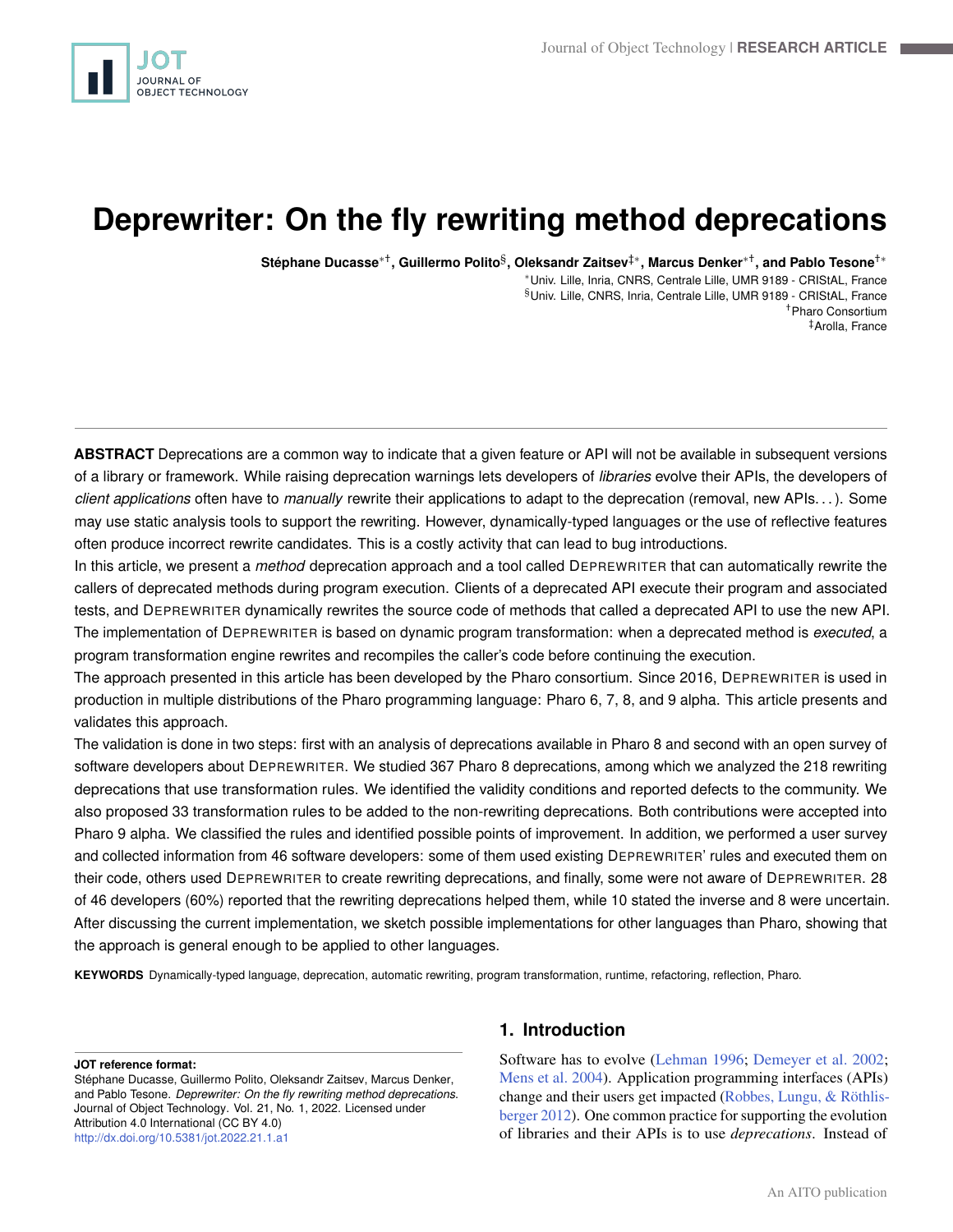# Deprewriter: On the fly rewriting method deprecations

**Stéphane Ducasse**[*†], **Guillermo Polito**[§], **Oleksandr Zaitsev**[‡*], **Marcus Denker**[*†], **and Pablo Tesone**[†*]

[*] Univ. Lille, Inria, CNRS, Centrale Lille, UMR 9189 - CRIStAL, France
[§] Univ. Lille, CNRS, Inria, Centrale Lille, UMR 9189 - CRIStAL, France
[†] Pharo Consortium
[‡] Arolla, France

**ABSTRACT** Deprecations are a common way to indicate that a given feature or API will not be available in subsequent versions of a library or framework. While raising deprecation warnings lets developers of *libraries* evolve their APIs, the developers of *client applications* often have to *manually* rewrite their applications to adapt to the deprecation (removal, new APIs. . . ). Some may use static analysis tools to support the rewriting. However, dynamically-typed languages or the use of reflective features often produce incorrect rewrite candidates. This is a costly activity that can lead to bug introductions.

In this article, we present a *method* deprecation approach and a tool called DEPREWRITER that can automatically rewrite the callers of deprecated methods during program execution. Clients of a deprecated API execute their program and associated tests, and DEPREWRITER dynamically rewrites the source code of methods that called a deprecated API to use the new API. The implementation of DEPREWRITER is based on dynamic program transformation: when a deprecated method is *executed*, a program transformation engine rewrites and recompiles the caller's code before continuing the execution.

The approach presented in this article has been developed by the Pharo consortium. Since 2016, DEPREWRITER is used in production in multiple distributions of the Pharo programming language: Pharo 6, 7, 8, and 9 alpha. This article presents and validates this approach.

The validation is done in two steps: first with an analysis of deprecations available in Pharo 8 and second with an open survey of software developers about DEPREWRITER. We studied 367 Pharo 8 deprecations, among which we analyzed the 218 rewriting deprecations that use transformation rules. We identified the validity conditions and reported defects to the community. We also proposed 33 transformation rules to be added to the non-rewriting deprecations. Both contributions were accepted into Pharo 9 alpha. We classified the rules and identified possible points of improvement. In addition, we performed a user survey and collected information from 46 software developers: some of them used existing DEPREWRITER' rules and executed them on their code, others used DEPREWRITER to create rewriting deprecations, and finally, some were not aware of DEPREWRITER. 28 of 46 developers (60%) reported that the rewriting deprecations helped them, while 10 stated the inverse and 8 were uncertain. After discussing the current implementation, we sketch possible implementations for other languages than Pharo, showing that the approach is general enough to be applied to other languages.

**KEYWORDS** Dynamically-typed language, deprecation, automatic rewriting, program transformation, runtime, refactoring, reflection, Pharo.

## 1. Introduction

Software has to evolve (Lehman 1996; Demeyer et al. 2002; Mens et al. 2004). Application programming interfaces (APIs) change and their users get impacted (Robbes, Lungu, & Röthlisberger 2012). One common practice for supporting the evolution of libraries and their APIs is to use *deprecations*. Instead of

**JOT reference format:**
Stéphane Ducasse, Guillermo Polito, Oleksandr Zaitsev, Marcus Denker, and Pablo Tesone. *Deprewriter: On the fly rewriting method deprecations.* Journal of Object Technology. Vol. 21, No. 1, 2022. Licensed under Attribution 4.0 International (CC BY 4.0)
http://dx.doi.org/10.5381/jot.2022.21.1.a1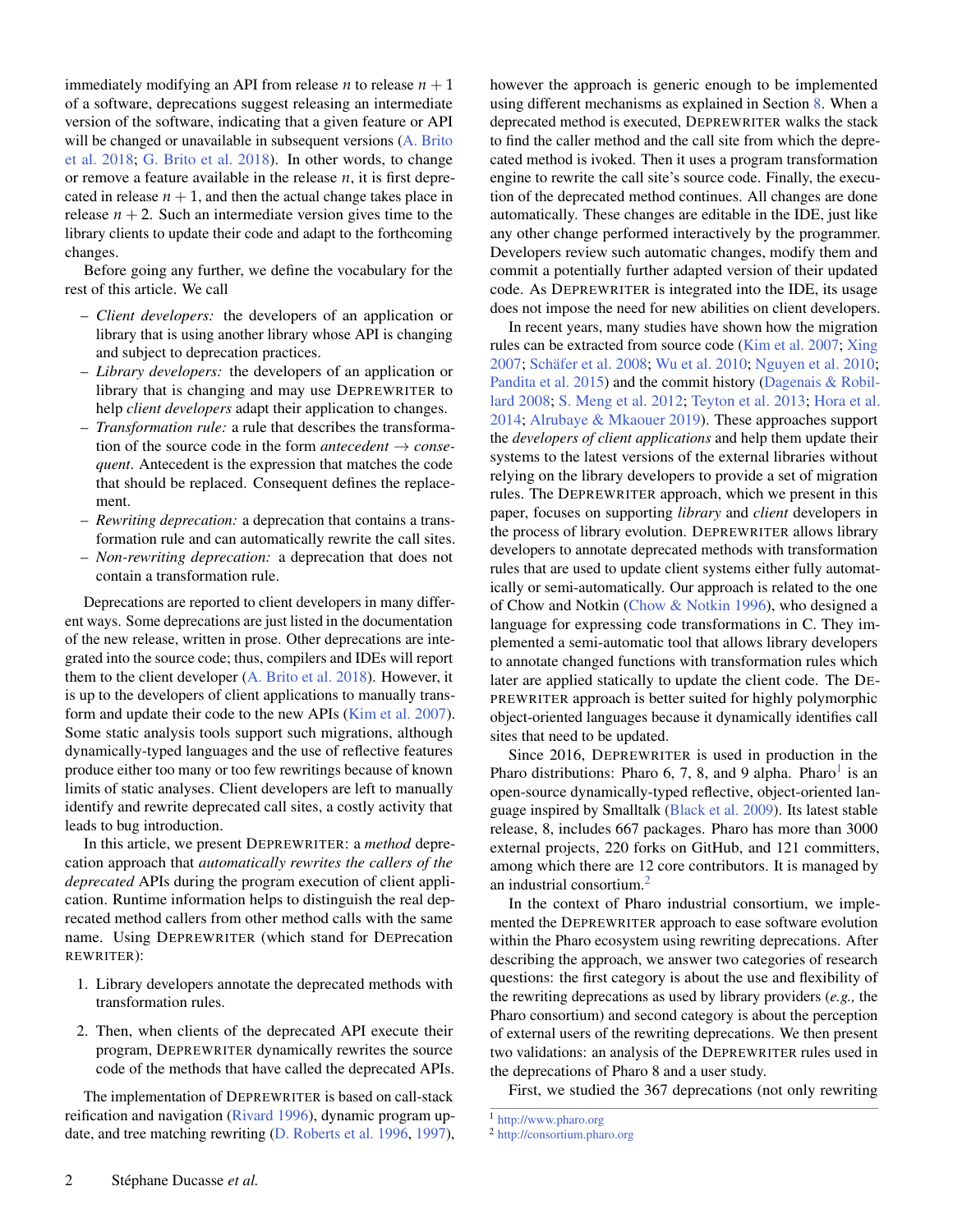immediately modifying an API from release $n$ to release $n+1$ of a software, deprecations suggest releasing an intermediate version of the software, indicating that a given feature or API will be changed or unavailable in subsequent versions (A. Brito et al. 2018; G. Brito et al. 2018). In other words, to change or remove a feature available in the release $n$, it is first deprecated in release $n+1$, and then the actual change takes place in release $n+2$. Such an intermediate version gives time to the library clients to update their code and adapt to the forthcoming changes.

Before going any further, we define the vocabulary for the rest of this article. We call

- *Client developers:* the developers of an application or library that is using another library whose API is changing and subject to deprecation practices.
- *Library developers:* the developers of an application or library that is changing and may use DEPREWRITER to help *client developers* adapt their application to changes.
- *Transformation rule:* a rule that describes the transformation of the source code in the form *antecedent* → *consequent*. Antecedent is the expression that matches the code that should be replaced. Consequent defines the replacement.
- *Rewriting deprecation:* a deprecation that contains a transformation rule and can automatically rewrite the call sites.
- *Non-rewriting deprecation:* a deprecation that does not contain a transformation rule.

Deprecations are reported to client developers in many different ways. Some deprecations are just listed in the documentation of the new release, written in prose. Other deprecations are integrated into the source code; thus, compilers and IDEs will report them to the client developer (A. Brito et al. 2018). However, it is up to the developers of client applications to manually transform and update their code to the new APIs (Kim et al. 2007). Some static analysis tools support such migrations, although dynamically-typed languages and the use of reflective features produce either too many or too few rewritings because of known limits of static analyses. Client developers are left to manually identify and rewrite deprecated call sites, a costly activity that leads to bug introduction.

In this article, we present DEPREWRITER: a *method* deprecation approach that *automatically rewrites the callers of the deprecated* APIs during the program execution of client application. Runtime information helps to distinguish the real deprecated method callers from other method calls with the same name. Using DEPREWRITER (which stand for DEPrecation REWRITER):

1. Library developers annotate the deprecated methods with transformation rules.
2. Then, when clients of the deprecated API execute their program, DEPREWRITER dynamically rewrites the source code of the methods that have called the deprecated APIs.

The implementation of DEPREWRITER is based on call-stack reification and navigation (Rivard 1996), dynamic program update, and tree matching rewriting (D. Roberts et al. 1996, 1997), however the approach is generic enough to be implemented using different mechanisms as explained in Section 8. When a deprecated method is executed, DEPREWRITER walks the stack to find the caller method and the call site from which the deprecated method is invoked. Then it uses a program transformation engine to rewrite the call site's source code. Finally, the execution of the deprecated method continues. All changes are done automatically. These changes are editable in the IDE, just like any other change performed interactively by the programmer. Developers review such automatic changes, modify them and commit a potentially further adapted version of their updated code. As DEPREWRITER is integrated into the IDE, its usage does not impose the need for new abilities on client developers.

In recent years, many studies have shown how the migration rules can be extracted from source code (Kim et al. 2007; Xing 2007; Schäfer et al. 2008; Wu et al. 2010; Nguyen et al. 2010; Pandita et al. 2015) and the commit history (Dagenais & Robillard 2008; S. Meng et al. 2012; Teyton et al. 2013; Hora et al. 2014; Alrubaye & Mkaouer 2019). These approaches support the *developers of client applications* and help them update their systems to the latest versions of the external libraries without relying on the library developers to provide a set of migration rules. The DEPREWRITER approach, which we present in this paper, focuses on supporting *library* and *client* developers in the process of library evolution. DEPREWRITER allows library developers to annotate deprecated methods with transformation rules that are used to update client systems either fully automatically or semi-automatically. Our approach is related to the one of Chow and Notkin (Chow & Notkin 1996), who designed a language for expressing code transformations in C. They implemented a semi-automatic tool that allows library developers to annotate changed functions with transformation rules which later are applied statically to update the client code. The DEPREWRITER approach is better suited for highly polymorphic object-oriented languages because it dynamically identifies call sites that need to be updated.

Since 2016, DEPREWRITER is used in production in the Pharo distributions: Pharo 6, 7, 8, and 9 alpha. Pharo[1] is an open-source dynamically-typed reflective, object-oriented language inspired by Smalltalk (Black et al. 2009). Its latest stable release, 8, includes 667 packages. Pharo has more than 3000 external projects, 220 forks on GitHub, and 121 committers, among which there are 12 core contributors. It is managed by an industrial consortium.[2]

In the context of Pharo industrial consortium, we implemented the DEPREWRITER approach to ease software evolution within the Pharo ecosystem using rewriting deprecations. After describing the approach, we answer two categories of research questions: the first category is about the use and flexibility of the rewriting deprecations as used by library providers (*e.g.,* the Pharo consortium) and second category is about the perception of external users of the rewriting deprecations. We then present two validations: an analysis of the DEPREWRITER rules used in the deprecations of Pharo 8 and a user study.

First, we studied the 367 deprecations (not only rewriting

[1] http://www.pharo.org

[2] http://consortium.pharo.org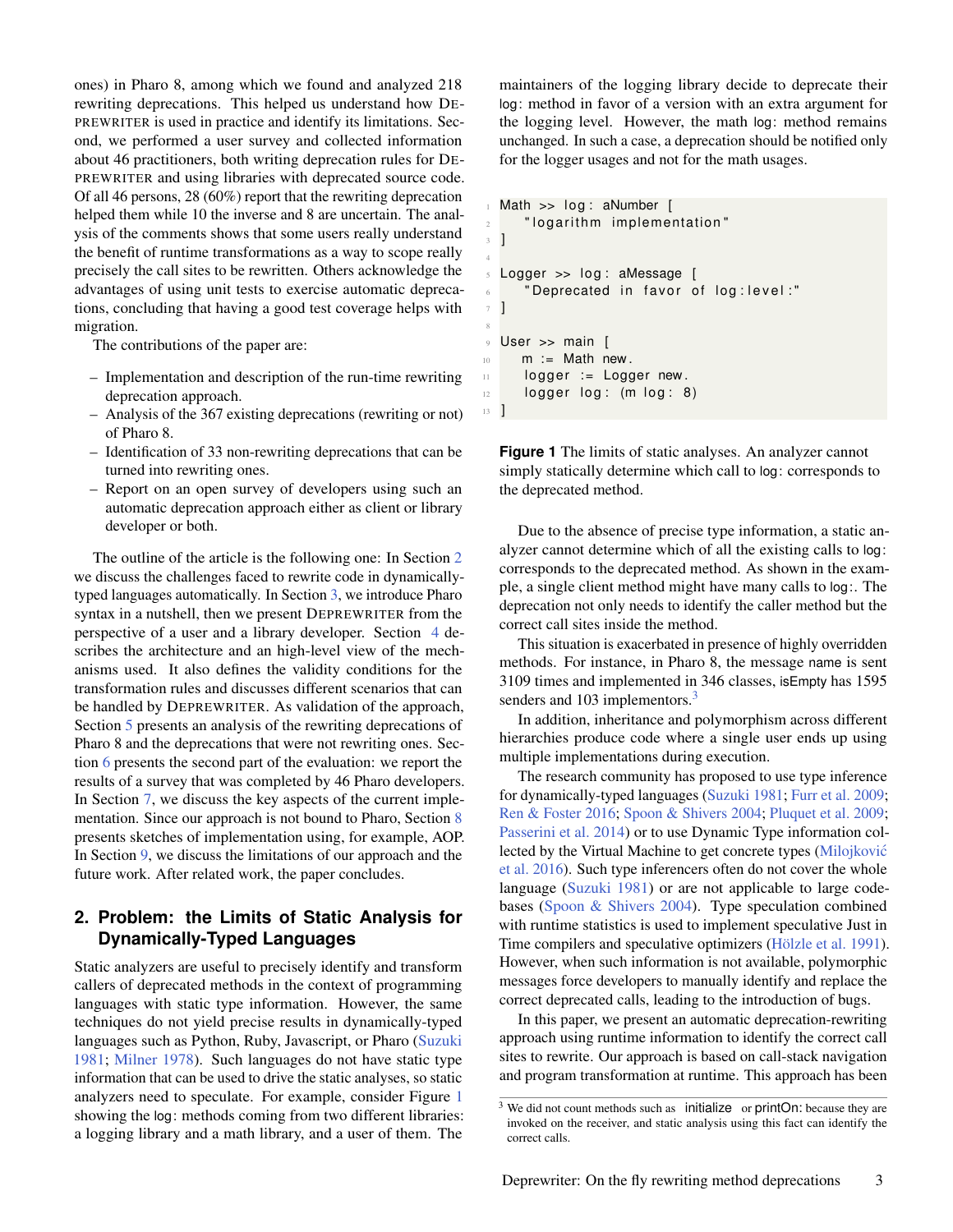ones) in Pharo 8, among which we found and analyzed 218 rewriting deprecations. This helped us understand how DEPREWRITER is used in practice and identify its limitations. Second, we performed a user survey and collected information about 46 practitioners, both writing deprecation rules for DEPREWRITER and using libraries with deprecated source code. Of all 46 persons, 28 (60%) report that the rewriting deprecation helped them while 10 the inverse and 8 are uncertain. The analysis of the comments shows that some users really understand the benefit of runtime transformations as a way to scope really precisely the call sites to be rewritten. Others acknowledge the advantages of using unit tests to exercise automatic deprecations, concluding that having a good test coverage helps with migration.

The contributions of the paper are:

- Implementation and description of the run-time rewriting deprecation approach.
- Analysis of the 367 existing deprecations (rewriting or not) of Pharo 8.
- Identification of 33 non-rewriting deprecations that can be turned into rewriting ones.
- Report on an open survey of developers using such an automatic deprecation approach either as client or library developer or both.

The outline of the article is the following one: In Section 2 we discuss the challenges faced to rewrite code in dynamically-typed languages automatically. In Section 3, we introduce Pharo syntax in a nutshell, then we present DEPREWRITER from the perspective of a user and a library developer. Section 4 describes the architecture and an high-level view of the mechanisms used. It also defines the validity conditions for the transformation rules and discusses different scenarios that can be handled by DEPREWRITER. As validation of the approach, Section 5 presents an analysis of the rewriting deprecations of Pharo 8 and the deprecations that were not rewriting ones. Section 6 presents the second part of the evaluation: we report the results of a survey that was completed by 46 Pharo developers. In Section 7, we discuss the key aspects of the current implementation. Since our approach is not bound to Pharo, Section 8 presents sketches of implementation using, for example, AOP. In Section 9, we discuss the limitations of our approach and the future work. After related work, the paper concludes.

## 2. Problem: the Limits of Static Analysis for Dynamically-Typed Languages

Static analyzers are useful to precisely identify and transform callers of deprecated methods in the context of programming languages with static type information. However, the same techniques do not yield precise results in dynamically-typed languages such as Python, Ruby, Javascript, or Pharo (Suzuki 1981; Milner 1978). Such languages do not have static type information that can be used to drive the static analyses, so static analyzers need to speculate. For example, consider Figure 1 showing the log: methods coming from two different libraries: a logging library and a math library, and a user of them. The maintainers of the logging library decide to deprecate their log: method in favor of a version with an extra argument for the logging level. However, the math log: method remains unchanged. In such a case, a deprecation should be notified only for the logger usages and not for the math usages.

```
Math >> log: aNumber [
    "logarithm implementation"
]

Logger >> log: aMessage [
    "Deprecated in favor of log:level:"
]

User >> main [
   m := Math new.
    logger := Logger new.
    logger log: (m log: 8)
]
```

**Figure 1** The limits of static analyses. An analyzer cannot simply statically determine which call to log: corresponds to the deprecated method.

Due to the absence of precise type information, a static analyzer cannot determine which of all the existing calls to log: corresponds to the deprecated method. As shown in the example, a single client method might have many calls to log:. The deprecation not only needs to identify the caller method but the correct call sites inside the method.

This situation is exacerbated in presence of highly overridden methods. For instance, in Pharo 8, the message name is sent 3109 times and implemented in 346 classes, isEmpty has 1595 senders and 103 implementors.[3]

In addition, inheritance and polymorphism across different hierarchies produce code where a single user ends up using multiple implementations during execution.

The research community has proposed to use type inference for dynamically-typed languages (Suzuki 1981; Furr et al. 2009; Ren & Foster 2016; Spoon & Shivers 2004; Pluquet et al. 2009; Passerini et al. 2014) or to use Dynamic Type information collected by the Virtual Machine to get concrete types (Milojković et al. 2016). Such type inferencers often do not cover the whole language (Suzuki 1981) or are not applicable to large codebases (Spoon & Shivers 2004). Type speculation combined with runtime statistics is used to implement speculative Just in Time compilers and speculative optimizers (Hölzle et al. 1991). However, when such information is not available, polymorphic messages force developers to manually identify and replace the correct deprecated calls, leading to the introduction of bugs.

In this paper, we present an automatic deprecation-rewriting approach using runtime information to identify the correct call sites to rewrite. Our approach is based on call-stack navigation and program transformation at runtime. This approach has been

[3] We did not count methods such as initialize or printOn: because they are invoked on the receiver, and static analysis using this fact can identify the correct calls.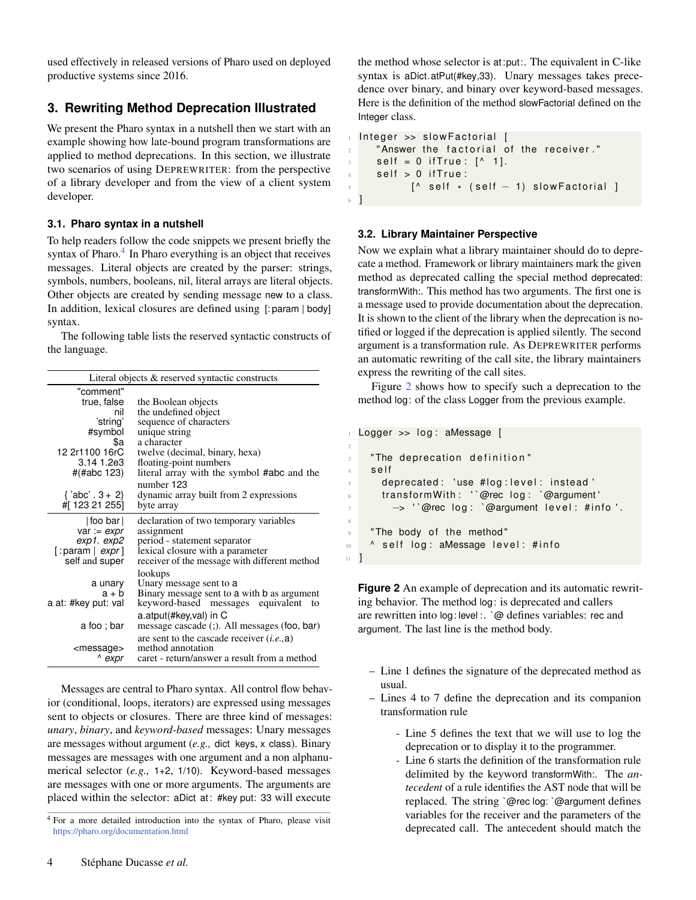used effectively in released versions of Pharo used on deployed productive systems since 2016.

## 3. Rewriting Method Deprecation Illustrated

We present the Pharo syntax in a nutshell then we start with an example showing how late-bound program transformations are applied to method deprecations. In this section, we illustrate two scenarios of using DEPREWRITER: from the perspective of a library developer and from the view of a client system developer.

### 3.1. Pharo syntax in a nutshell

To help readers follow the code snippets we present briefly the syntax of Pharo.[4] In Pharo everything is an object that receives messages. Literal objects are created by the parser: strings, symbols, numbers, booleans, nil, literal arrays are literal objects. Other objects are created by sending message new to a class. In addition, lexical closures are defined using [:param | body] syntax.

The following table lists the reserved syntactic constructs of the language.

| Literal objects & reserved syntactic constructs | |
|---|---|
| "comment" | |
| true, false | the Boolean objects |
| nil | the undefined object |
| 'string' | sequence of characters |
| #symbol | unique string |
| $a | a character |
| 12 2r1100 16rC | twelve (decimal, binary, hexa) |
| 3.14 1.2e3 | floating-point numbers |
| #(#abc 123) | literal array with the symbol #abc and the number 123 |
| { 'abc' . 3 + 2} | dynamic array built from 2 expressions |
| #[ 123 21 255] | byte array |
| \| foo bar \| | declaration of two temporary variables |
| var := *expr* | assignment |
| *exp1*. *exp2* | period - statement separator |
| [ :param \| *expr* ] | lexical closure with a parameter |
| self and super | receiver of the message with different method lookups |
| a unary | Unary message sent to a |
| a + b | Binary message sent to a with b as argument |
| a at: #key put: val | keyword-based messages equivalent to a.atput(#key,val) in C |
| a foo ; bar | message cascade (;). All messages (foo, bar) are sent to the cascade receiver (*i.e.,* a) |
| <message> | method annotation |
| ^ *expr* | caret - return/answer a result from a method |

Messages are central to Pharo syntax. All control flow behavior (conditional, loops, iterators) are expressed using messages sent to objects or closures. There are three kind of messages: *unary*, *binary*, and *keyword-based* messages: Unary messages are messages without argument (*e.g.,* dict keys, x class). Binary messages are messages with one argument and a non alphanumerical selector (*e.g.,* 1+2, 1/10). Keyword-based messages are messages with one or more arguments. The arguments are placed within the selector: aDict at: #key put: 33 will execute the method whose selector is at:put:. The equivalent in C-like syntax is aDict.atPut(#key,33). Unary messages takes precedence over binary, and binary over keyword-based messages. Here is the definition of the method slowFactorial defined on the Integer class.

```
Integer >> slowFactorial [
   "Answer the factorial of the receiver."
   self = 0 ifTrue: [^ 1].
   self > 0 ifTrue:
         [^ self * (self - 1) slowFactorial ]
]
```

### 3.2. Library Maintainer Perspective

Now we explain what a library maintainer should do to deprecate a method. Framework or library maintainers mark the given method as deprecated calling the special method deprecated: transformWith:. This method has two arguments. The first one is a message used to provide documentation about the deprecation. It is shown to the client of the library when the deprecation is notified or logged if the deprecation is applied silently. The second argument is a transformation rule. As DEPREWRITER performs an automatic rewriting of the call site, the library maintainers express the rewriting of the call sites.

Figure 2 shows how to specify such a deprecation to the method log: of the class Logger from the previous example.

```
Logger >> log: aMessage [

  "The deprecation definition"
  self
    deprecated: 'use #log:level: instead'
    transformWith: '`@rec log: `@argument'
      -> '`@rec log: `@argument level: #info'.

  "The body of the method"
  ^ self log: aMessage level: #info
]
```

**Figure 2** An example of deprecation and its automatic rewriting behavior. The method log: is deprecated and callers are rewritten into log:level:. `@ defines variables: rec and argument. The last line is the method body.

- Line 1 defines the signature of the deprecated method as usual.
- Lines 4 to 7 define the deprecation and its companion transformation rule
  - Line 5 defines the text that we will use to log the deprecation or to display it to the programmer.
  - Line 6 starts the definition of the transformation rule delimited by the keyword transformWith:. The *antecedent* of a rule identifies the AST node that will be replaced. The string `@rec log: `@argument defines variables for the receiver and the parameters of the deprecated call. The antecedent should match the

[4] For a more detailed introduction into the syntax of Pharo, please visit https://pharo.org/documentation.html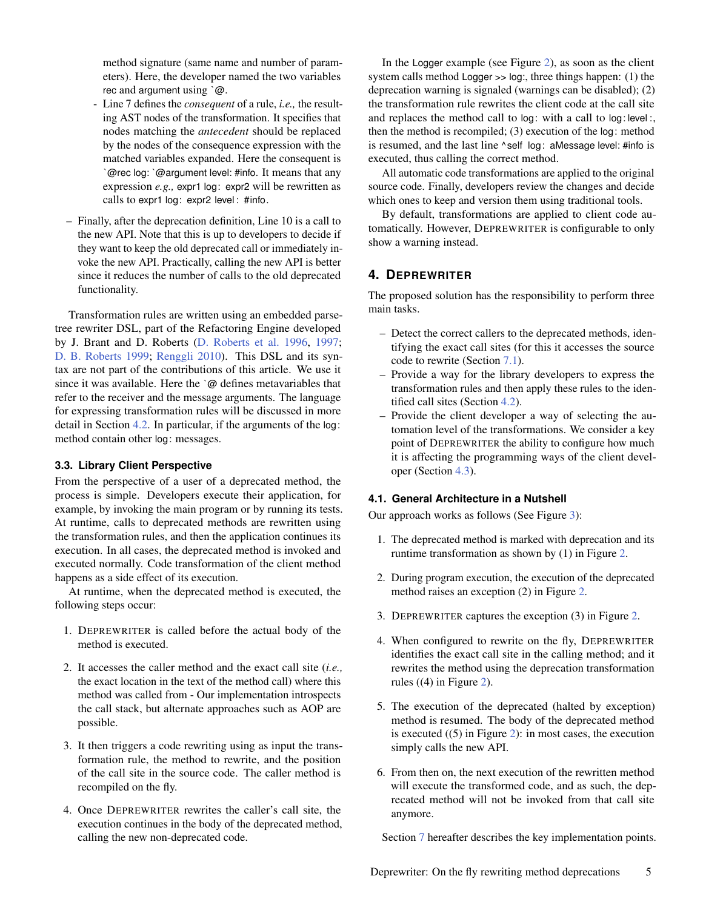method signature (same name and number of parameters). Here, the developer named the two variables rec and argument using `@.

  - Line 7 defines the *consequent* of a rule, *i.e.,* the resulting AST nodes of the transformation. It specifies that nodes matching the *antecedent* should be replaced by the nodes of the consequence expression with the matched variables expanded. Here the consequent is `@rec log: `@argument level: #info. It means that any expression *e.g.,* expr1 log: expr2 will be rewritten as calls to expr1 log: expr2 level : #info.

– Finally, after the deprecation definition, Line 10 is a call to the new API. Note that this is up to developers to decide if they want to keep the old deprecated call or immediately invoke the new API. Practically, calling the new API is better since it reduces the number of calls to the old deprecated functionality.

Transformation rules are written using an embedded parse-tree rewriter DSL, part of the Refactoring Engine developed by J. Brant and D. Roberts (D. Roberts et al. 1996, 1997; D. B. Roberts 1999; Renggli 2010). This DSL and its syntax are not part of the contributions of this article. We use it since it was available. Here the `@ defines metavariables that refer to the receiver and the message arguments. The language for expressing transformation rules will be discussed in more detail in Section 4.2. In particular, if the arguments of the log: method contain other log: messages.

### 3.3. Library Client Perspective

From the perspective of a user of a deprecated method, the process is simple. Developers execute their application, for example, by invoking the main program or by running its tests. At runtime, calls to deprecated methods are rewritten using the transformation rules, and then the application continues its execution. In all cases, the deprecated method is invoked and executed normally. Code transformation of the client method happens as a side effect of its execution.

At runtime, when the deprecated method is executed, the following steps occur:

1. DEPREWRITER is called before the actual body of the method is executed.

2. It accesses the caller method and the exact call site (*i.e.,* the exact location in the text of the method call) where this method was called from - Our implementation introspects the call stack, but alternate approaches such as AOP are possible.

3. It then triggers a code rewriting using as input the transformation rule, the method to rewrite, and the position of the call site in the source code. The caller method is recompiled on the fly.

4. Once DEPREWRITER rewrites the caller's call site, the execution continues in the body of the deprecated method, calling the new non-deprecated code.

In the Logger example (see Figure 2), as soon as the client system calls method Logger >> log:, three things happen: (1) the deprecation warning is signaled (warnings can be disabled); (2) the transformation rule rewrites the client code at the call site and replaces the method call to log: with a call to log: level :, then the method is recompiled; (3) execution of the log: method is resumed, and the last line ^self log: aMessage level: #info is executed, thus calling the correct method.

All automatic code transformations are applied to the original source code. Finally, developers review the changes and decide which ones to keep and version them using traditional tools.

By default, transformations are applied to client code automatically. However, DEPREWRITER is configurable to only show a warning instead.

## 4. DEPREWRITER

The proposed solution has the responsibility to perform three main tasks.

– Detect the correct callers to the deprecated methods, identifying the exact call sites (for this it accesses the source code to rewrite (Section 7.1).

– Provide a way for the library developers to express the transformation rules and then apply these rules to the identified call sites (Section 4.2).

– Provide the client developer a way of selecting the automation level of the transformations. We consider a key point of DEPREWRITER the ability to configure how much it is affecting the programming ways of the client developer (Section 4.3).

### 4.1. General Architecture in a Nutshell

Our approach works as follows (See Figure 3):

1. The deprecated method is marked with deprecation and its runtime transformation as shown by (1) in Figure 2.

2. During program execution, the execution of the deprecated method raises an exception (2) in Figure 2.

3. DEPREWRITER captures the exception (3) in Figure 2.

4. When configured to rewrite on the fly, DEPREWRITER identifies the exact call site in the calling method; and it rewrites the method using the deprecation transformation rules ((4) in Figure 2).

5. The execution of the deprecated (halted by exception) method is resumed. The body of the deprecated method is executed ((5) in Figure 2): in most cases, the execution simply calls the new API.

6. From then on, the next execution of the rewritten method will execute the transformed code, and as such, the deprecated method will not be invoked from that call site anymore.

Section 7 hereafter describes the key implementation points.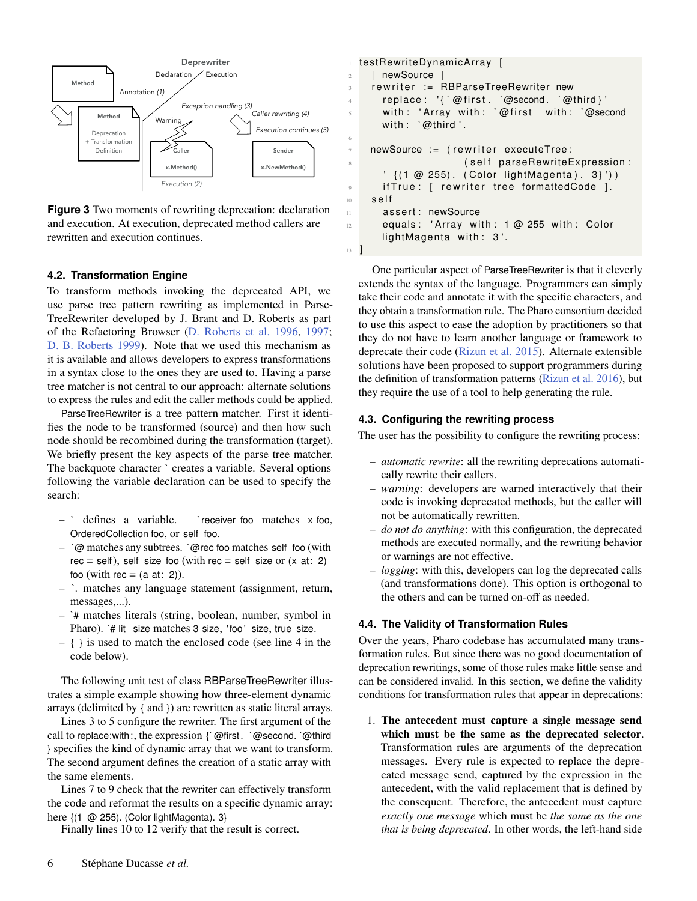Figure 3 Two moments of rewriting deprecation: declaration and execution. At execution, deprecated method callers are rewritten and execution continues.

### 4.2. Transformation Engine

To transform methods invoking the deprecated API, we use parse tree pattern rewriting as implemented in Parse-TreeRewriter developed by J. Brant and D. Roberts as part of the Refactoring Browser (D. Roberts et al. 1996, 1997; D. B. Roberts 1999). Note that we used this mechanism as it is available and allows developers to express transformations in a syntax close to the ones they are used to. Having a parse tree matcher is not central to our approach: alternate solutions to express the rules and edit the caller methods could be applied.

ParseTreeRewriter is a tree pattern matcher. First it identifies the node to be transformed (source) and then how such node should be recombined during the transformation (target). We briefly present the key aspects of the parse tree matcher. The backquote character ` creates a variable. Several options following the variable declaration can be used to specify the search:

- ` defines a variable. `receiver foo matches x foo, OrderedCollection foo, or self foo.
- `@ matches any subtrees. `@rec foo matches self foo (with rec = self), self size foo (with rec = self size or (x at: 2) foo (with rec = (a at: 2)).
- `. matches any language statement (assignment, return, messages,...).
- `# matches literals (string, boolean, number, symbol in Pharo). `# lit size matches 3 size, 'foo' size, true size.
- { } is used to match the enclosed code (see line 4 in the code below).

The following unit test of class RBParseTreeRewriter illustrates a simple example showing how three-element dynamic arrays (delimited by { and }) are rewritten as static literal arrays.

Lines 3 to 5 configure the rewriter. The first argument of the call to replace:with:, the expression {`@first. `@second. `@third } specifies the kind of dynamic array that we want to transform. The second argument defines the creation of a static array with the same elements.

Lines 7 to 9 check that the rewriter can effectively transform the code and reformat the results on a specific dynamic array: here {(1 @ 255). (Color lightMagenta). 3}

Finally lines 10 to 12 verify that the result is correct.

```
1  testRewriteDynamicArray [
2    | newSource |
3    rewriter := RBParseTreeRewriter new
4      replace: '{`@first. `@second. `@third}'
5      with: 'Array with: `@first with: `@second
       with: `@third'.
6
7    newSource := (rewriter executeTree:
8                    (self parseRewriteExpression:
       ' {(1 @ 255). (Color lightMagenta). 3}'))
9      ifTrue: [ rewriter tree formattedCode ].
10   self
11     assert: newSource
12     equals: 'Array with: 1 @ 255 with: Color
       lightMagenta with: 3'.
13 ]
```

One particular aspect of ParseTreeRewriter is that it cleverly extends the syntax of the language. Programmers can simply take their code and annotate it with the specific characters, and they obtain a transformation rule. The Pharo consortium decided to use this aspect to ease the adoption by practitioners so that they do not have to learn another language or framework to deprecate their code (Rizun et al. 2015). Alternate extensible solutions have been proposed to support programmers during the definition of transformation patterns (Rizun et al. 2016), but they require the use of a tool to help generating the rule.

### 4.3. Configuring the rewriting process

The user has the possibility to configure the rewriting process:

- *automatic rewrite*: all the rewriting deprecations automatically rewrite their callers.
- *warning*: developers are warned interactively that their code is invoking deprecated methods, but the caller will not be automatically rewritten.
- *do not do anything*: with this configuration, the deprecated methods are executed normally, and the rewriting behavior or warnings are not effective.
- *logging*: with this, developers can log the deprecated calls (and transformations done). This option is orthogonal to the others and can be turned on-off as needed.

### 4.4. The Validity of Transformation Rules

Over the years, Pharo codebase has accumulated many transformation rules. But since there was no good documentation of deprecation rewritings, some of those rules make little sense and can be considered invalid. In this section, we define the validity conditions for transformation rules that appear in deprecations:

1. **The antecedent must capture a single message send which must be the same as the deprecated selector**. Transformation rules are arguments of the deprecation messages. Every rule is expected to replace the deprecated message send, captured by the expression in the antecedent, with the valid replacement that is defined by the consequent. Therefore, the antecedent must capture *exactly one message* which must be *the same as the one that is being deprecated*. In other words, the left-hand side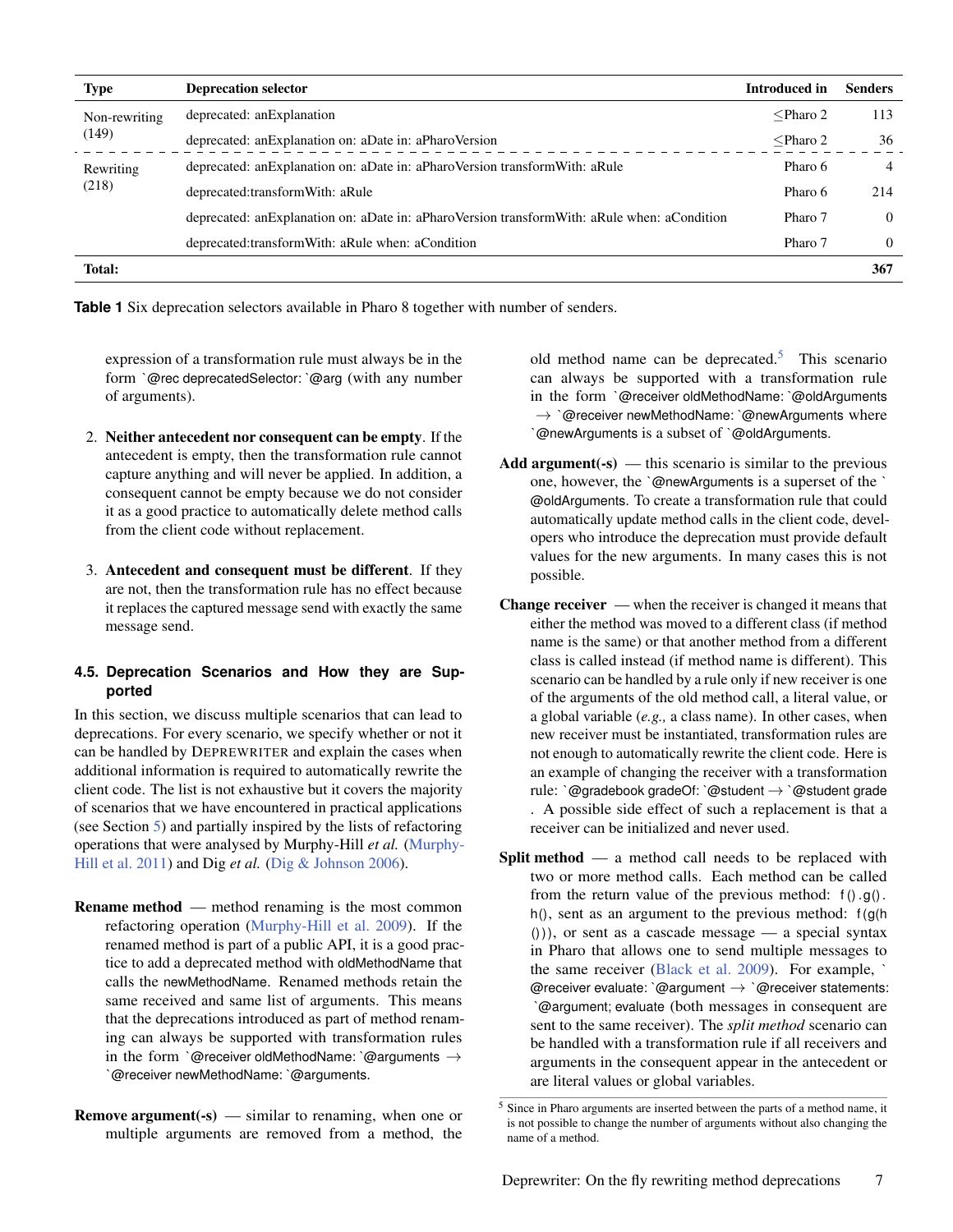| Type | Deprecation selector | Introduced in | Senders |
|---|---|---|---|
| Non-rewriting (149) | deprecated: anExplanation | ≤Pharo 2 | 113 |
| | deprecated: anExplanation on: aDate in: aPharoVersion | ≤Pharo 2 | 36 |
| Rewriting (218) | deprecated: anExplanation on: aDate in: aPharoVersion transformWith: aRule | Pharo 6 | 4 |
| | deprecated:transformWith: aRule | Pharo 6 | 214 |
| | deprecated: anExplanation on: aDate in: aPharoVersion transformWith: aRule when: aCondition | Pharo 7 | 0 |
| | deprecated:transformWith: aRule when: aCondition | Pharo 7 | 0 |
| **Total:** | | | **367** |

**Table 1** Six deprecation selectors available in Pharo 8 together with number of senders.

expression of a transformation rule must always be in the form `` `@rec deprecatedSelector: `@arg `` (with any number of arguments).

2. **Neither antecedent nor consequent can be empty**. If the antecedent is empty, then the transformation rule cannot capture anything and will never be applied. In addition, a consequent cannot be empty because we do not consider it as a good practice to automatically delete method calls from the client code without replacement.

3. **Antecedent and consequent must be different**. If they are not, then the transformation rule has no effect because it replaces the captured message send with exactly the same message send.

### 4.5. Deprecation Scenarios and How they are Supported

In this section, we discuss multiple scenarios that can lead to deprecations. For every scenario, we specify whether or not it can be handled by DEPREWRITER and explain the cases when additional information is required to automatically rewrite the client code. The list is not exhaustive but it covers the majority of scenarios that we have encountered in practical applications (see Section 5) and partially inspired by the lists of refactoring operations that were analysed by Murphy-Hill *et al.* (Murphy-Hill et al. 2011) and Dig *et al.* (Dig & Johnson 2006).

**Rename method** — method renaming is the most common refactoring operation (Murphy-Hill et al. 2009). If the renamed method is part of a public API, it is a good practice to add a deprecated method with `oldMethodName` that calls the `newMethodName`. Renamed methods retain the same received and same list of arguments. This means that the deprecations introduced as part of method renaming can always be supported with transformation rules in the form `` `@receiver oldMethodName: `@arguments `` → `` `@receiver newMethodName: `@arguments ``.

**Remove argument(-s)** — similar to renaming, when one or multiple arguments are removed from a method, the old method name can be deprecated.[5] This scenario can always be supported with a transformation rule in the form `` `@receiver oldMethodName: `@oldArguments `` → `` `@receiver newMethodName: `@newArguments `` where `` `@newArguments `` is a subset of `` `@oldArguments ``.

**Add argument(-s)** — this scenario is similar to the previous one, however, the `` `@newArguments `` is a superset of the `` `@oldArguments ``. To create a transformation rule that could automatically update method calls in the client code, developers who introduce the deprecation must provide default values for the new arguments. In many cases this is not possible.

**Change receiver** — when the receiver is changed it means that either the method was moved to a different class (if method name is the same) or that another method from a different class is called instead (if method name is different). This scenario can be handled by a rule only if new receiver is one of the arguments of the old method call, a literal value, or a global variable (*e.g.,* a class name). In other cases, when new receiver must be instantiated, transformation rules are not enough to automatically rewrite the client code. Here is an example of changing the receiver with a transformation rule: `` `@gradebook gradeOf: `@student `` → `` `@student grade ``. A possible side effect of such a replacement is that a receiver can be initialized and never used.

**Split method** — a method call needs to be replaced with two or more method calls. Each method can be called from the return value of the previous method: `f().g().h()`, sent as an argument to the previous method: `f(g(h()))`, or sent as a cascade message — a special syntax in Pharo that allows one to send multiple messages to the same receiver (Black et al. 2009). For example, `` `@receiver evaluate: `@argument `` → `` `@receiver statements: `@argument; evaluate `` (both messages in consequent are sent to the same receiver). The *split method* scenario can be handled with a transformation rule if all receivers and arguments in the consequent appear in the antecedent or are literal values or global variables.

[5] Since in Pharo arguments are inserted between the parts of a method name, it is not possible to change the number of arguments without also changing the name of a method.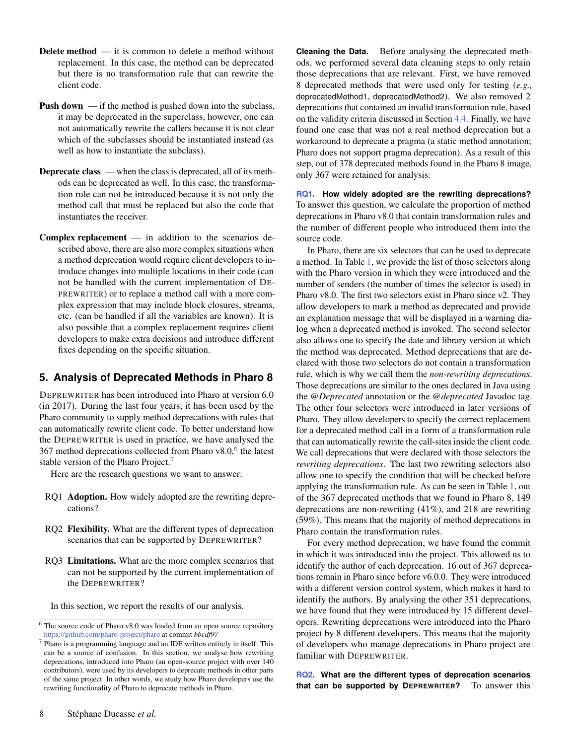**Delete method** — it is common to delete a method without replacement. In this case, the method can be deprecated but there is no transformation rule that can rewrite the client code.

**Push down** — if the method is pushed down into the subclass, it may be deprecated in the superclass, however, one can not automatically rewrite the callers because it is not clear which of the subclasses should be instantiated instead (as well as how to instantiate the subclass).

**Deprecate class** — when the class is deprecated, all of its methods can be deprecated as well. In this case, the transformation rule can not be introduced because it is not only the method call that must be replaced but also the code that instantiates the receiver.

**Complex replacement** — in addition to the scenarios described above, there are also more complex situations when a method deprecation would require client developers to introduce changes into multiple locations in their code (can not be handled with the current implementation of DEPREWRITER) or to replace a method call with a more complex expression that may include block closures, streams, etc. (can be handled if all the variables are known). It is also possible that a complex replacement requires client developers to make extra decisions and introduce different fixes depending on the specific situation.

## 5. Analysis of Deprecated Methods in Pharo 8

DEPREWRITER has been introduced into Pharo at version 6.0 (in 2017). During the last four years, it has been used by the Pharo community to supply method deprecations with rules that can automatically rewrite client code. To better understand how the DEPREWRITER is used in practice, we have analysed the 367 method deprecations collected from Pharo v8.0,[6] the latest stable version of the Pharo Project.[7]

Here are the research questions we want to answer:

- RQ1 **Adoption.** How widely adopted are the rewriting deprecations?
- RQ2 **Flexibility.** What are the different types of deprecation scenarios that can be supported by DEPREWRITER?
- RQ3 **Limitations.** What are the more complex scenarios that can not be supported by the current implementation of the DEPREWRITER?

In this section, we report the results of our analysis.

[6] The source code of Pharo v8.0 was loaded from an open source repository https://github.com/pharo-project/pharo at commit *bbcdf97*

[7] Pharo is a programming language and an IDE written entirely in itself. This can be a source of confusion. In this section, we analyse how rewriting deprecations, introduced into Pharo (an open-source project with over 140 contributors), were used by its developers to deprecate methods in other parts of the same project. In other words, we study how Pharo developers use the rewriting functionality of Pharo to deprecate methods in Pharo.

**Cleaning the Data.** Before analysing the deprecated methods, we performed several data cleaning steps to only retain those deprecations that are relevant. First, we have removed 8 deprecated methods that were used only for testing (*e.g.,* deprecatedMethod1, deprecatedMethod2). We also removed 2 deprecations that contained an invalid transformation rule, based on the validity criteria discussed in Section 4.4. Finally, we have found one case that was not a real method deprecation but a workaround to deprecate a pragma (a static method annotation; Pharo does not support pragma deprecation). As a result of this step, out of 378 deprecated methods found in the Pharo 8 image, only 367 were retained for analysis.

**RQ1. How widely adopted are the rewriting deprecations?** To answer this question, we calculate the proportion of method deprecations in Pharo v8.0 that contain transformation rules and the number of different people who introduced them into the source code.

In Pharo, there are six selectors that can be used to deprecate a method. In Table 1, we provide the list of those selectors along with the Pharo version in which they were introduced and the number of senders (the number of times the selector is used) in Pharo v8.0. The first two selectors exist in Pharo since v2. They allow developers to mark a method as deprecated and provide an explanation message that will be displayed in a warning dialog when a deprecated method is invoked. The second selector also allows one to specify the date and library version at which the method was deprecated. Method deprecations that are declared with those two selectors do not contain a transformation rule, which is why we call them the *non-rewriting deprecations*. Those deprecations are similar to the ones declared in Java using the *@Deprecated* annotation or the *@deprecated* Javadoc tag. The other four selectors were introduced in later versions of Pharo. They allow developers to specify the correct replacement for a deprecated method call in a form of a transformation rule that can automatically rewrite the call-sites inside the client code. We call deprecations that were declared with those selectors the *rewriting deprecations*. The last two rewriting selectors also allow one to specify the condition that will be checked before applying the transformation rule. As can be seen in Table 1, out of the 367 deprecated methods that we found in Pharo 8, 149 deprecations are non-rewriting (41%), and 218 are rewriting (59%). This means that the majority of method deprecations in Pharo contain the transformation rules.

For every method deprecation, we have found the commit in which it was introduced into the project. This allowed us to identify the author of each deprecation. 16 out of 367 deprecations remain in Pharo since before v6.0.0. They were introduced with a different version control system, which makes it hard to identify the authors. By analysing the other 351 deprecations, we have found that they were introduced by 15 different developers. Rewriting deprecations were introduced into the Pharo project by 8 different developers. This means that the majority of developers who manage deprecations in Pharo project are familiar with DEPREWRITER.

**RQ2. What are the different types of deprecation scenarios that can be supported by DEPREWRITER?** To answer this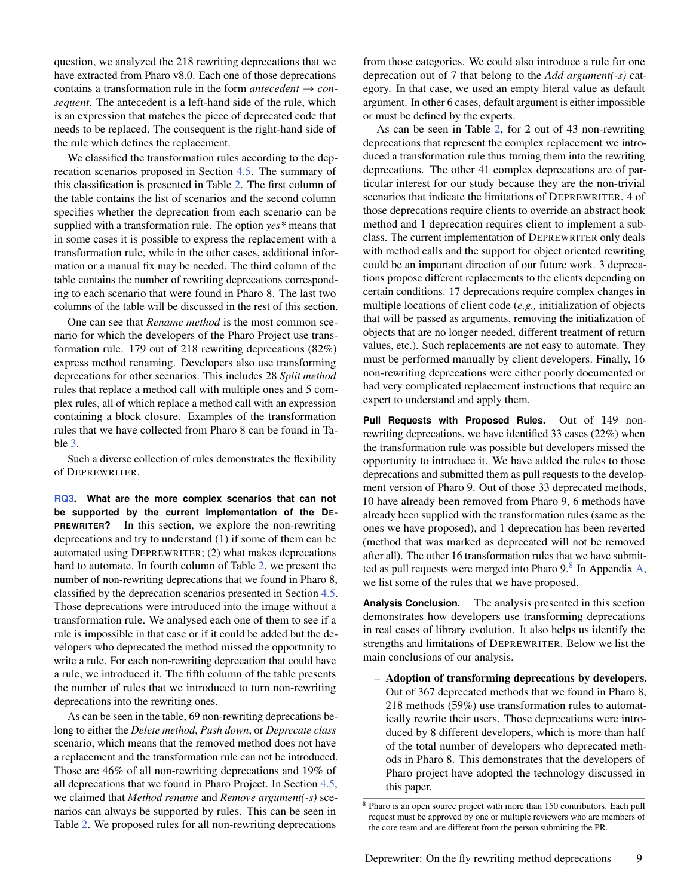question, we analyzed the 218 rewriting deprecations that we have extracted from Pharo v8.0. Each one of those deprecations contains a transformation rule in the form *antecedent* → *consequent*. The antecedent is a left-hand side of the rule, which is an expression that matches the piece of deprecated code that needs to be replaced. The consequent is the right-hand side of the rule which defines the replacement.

We classified the transformation rules according to the deprecation scenarios proposed in Section 4.5. The summary of this classification is presented in Table 2. The first column of the table contains the list of scenarios and the second column specifies whether the deprecation from each scenario can be supplied with a transformation rule. The option *yes\** means that in some cases it is possible to express the replacement with a transformation rule, while in the other cases, additional information or a manual fix may be needed. The third column of the table contains the number of rewriting deprecations corresponding to each scenario that were found in Pharo 8. The last two columns of the table will be discussed in the rest of this section.

One can see that *Rename method* is the most common scenario for which the developers of the Pharo Project use transformation rule. 179 out of 218 rewriting deprecations (82%) express method renaming. Developers also use transforming deprecations for other scenarios. This includes 28 *Split method* rules that replace a method call with multiple ones and 5 complex rules, all of which replace a method call with an expression containing a block closure. Examples of the transformation rules that we have collected from Pharo 8 can be found in Table 3.

Such a diverse collection of rules demonstrates the flexibility of DEPREWRITER.

**RQ3. What are the more complex scenarios that can not be supported by the current implementation of the DEPREWRITER?** In this section, we explore the non-rewriting deprecations and try to understand (1) if some of them can be automated using DEPREWRITER; (2) what makes deprecations hard to automate. In fourth column of Table 2, we present the number of non-rewriting deprecations that we found in Pharo 8, classified by the deprecation scenarios presented in Section 4.5. Those deprecations were introduced into the image without a transformation rule. We analysed each one of them to see if a rule is impossible in that case or if it could be added but the developers who deprecated the method missed the opportunity to write a rule. For each non-rewriting deprecation that could have a rule, we introduced it. The fifth column of the table presents the number of rules that we introduced to turn non-rewriting deprecations into the rewriting ones.

As can be seen in the table, 69 non-rewriting deprecations belong to either the *Delete method*, *Push down*, or *Deprecate class* scenario, which means that the removed method does not have a replacement and the transformation rule can not be introduced. Those are 46% of all non-rewriting deprecations and 19% of all deprecations that we found in Pharo Project. In Section 4.5, we claimed that *Method rename* and *Remove argument(-s)* scenarios can always be supported by rules. This can be seen in Table 2. We proposed rules for all non-rewriting deprecations from those categories. We could also introduce a rule for one deprecation out of 7 that belong to the *Add argument(-s)* category. In that case, we used an empty literal value as default argument. In other 6 cases, default argument is either impossible or must be defined by the experts.

As can be seen in Table 2, for 2 out of 43 non-rewriting deprecations that represent the complex replacement we introduced a transformation rule thus turning them into the rewriting deprecations. The other 41 complex deprecations are of particular interest for our study because they are the non-trivial scenarios that indicate the limitations of DEPREWRITER. 4 of those deprecations require clients to override an abstract hook method and 1 deprecation requires client to implement a subclass. The current implementation of DEPREWRITER only deals with method calls and the support for object oriented rewriting could be an important direction of our future work. 3 deprecations propose different replacements to the clients depending on certain conditions. 17 deprecations require complex changes in multiple locations of client code (*e.g.,* initialization of objects that will be passed as arguments, removing the initialization of objects that are no longer needed, different treatment of return values, etc.). Such replacements are not easy to automate. They must be performed manually by client developers. Finally, 16 non-rewriting deprecations were either poorly documented or had very complicated replacement instructions that require an expert to understand and apply them.

**Pull Requests with Proposed Rules.** Out of 149 non-rewriting deprecations, we have identified 33 cases (22%) when the transformation rule was possible but developers missed the opportunity to introduce it. We have added the rules to those deprecations and submitted them as pull requests to the development version of Pharo 9. Out of those 33 deprecated methods, 10 have already been removed from Pharo 9, 6 methods have already been supplied with the transformation rules (same as the ones we have proposed), and 1 deprecation has been reverted (method that was marked as deprecated will not be removed after all). The other 16 transformation rules that we have submitted as pull requests were merged into Pharo 9.[8] In Appendix A, we list some of the rules that we have proposed.

**Analysis Conclusion.** The analysis presented in this section demonstrates how developers use transforming deprecations in real cases of library evolution. It also helps us identify the strengths and limitations of DEPREWRITER. Below we list the main conclusions of our analysis.

- **Adoption of transforming deprecations by developers.** Out of 367 deprecated methods that we found in Pharo 8, 218 methods (59%) use transformation rules to automatically rewrite their users. Those deprecations were introduced by 8 different developers, which is more than half of the total number of developers who deprecated methods in Pharo 8. This demonstrates that the developers of Pharo project have adopted the technology discussed in this paper.

[8] Pharo is an open source project with more than 150 contributors. Each pull request must be approved by one or multiple reviewers who are members of the core team and are different from the person submitting the PR.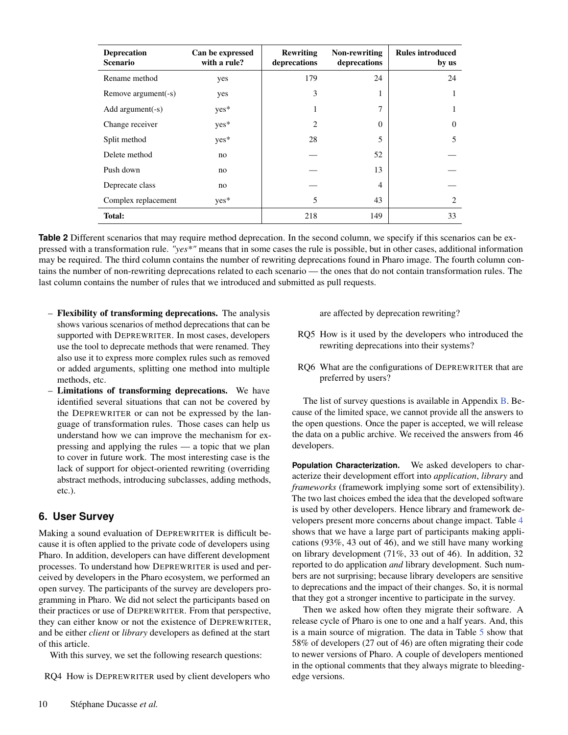| Deprecation Scenario | Can be expressed with a rule? | Rewriting deprecations | Non-rewriting deprecations | Rules introduced by us |
|---|---|---|---|---|
| Rename method | yes | 179 | 24 | 24 |
| Remove argument(-s) | yes | 3 | 1 | 1 |
| Add argument(-s) | yes* | 1 | 7 | 1 |
| Change receiver | yes* | 2 | 0 | 0 |
| Split method | yes* | 28 | 5 | 5 |
| Delete method | no | — | 52 | — |
| Push down | no | — | 13 | — |
| Deprecate class | no | — | 4 | — |
| Complex replacement | yes* | 5 | 43 | 2 |
| **Total:** | | 218 | 149 | 33 |

**Table 2** Different scenarios that may require method deprecation. In the second column, we specify if this scenarios can be expressed with a transformation rule. *"yes*"* means that in some cases the rule is possible, but in other cases, additional information may be required. The third column contains the number of rewriting deprecations found in Pharo image. The fourth column contains the number of non-rewriting deprecations related to each scenario — the ones that do not contain transformation rules. The last column contains the number of rules that we introduced and submitted as pull requests.

- **Flexibility of transforming deprecations.** The analysis shows various scenarios of method deprecations that can be supported with DEPREWRITER. In most cases, developers use the tool to deprecate methods that were renamed. They also use it to express more complex rules such as removed or added arguments, splitting one method into multiple methods, etc.
- **Limitations of transforming deprecations.** We have identified several situations that can not be covered by the DEPREWRITER or can not be expressed by the language of transformation rules. Those cases can help us understand how we can improve the mechanism for expressing and applying the rules — a topic that we plan to cover in future work. The most interesting case is the lack of support for object-oriented rewriting (overriding abstract methods, introducing subclasses, adding methods, etc.).

## 6. User Survey

Making a sound evaluation of DEPREWRITER is difficult because it is often applied to the private code of developers using Pharo. In addition, developers can have different development processes. To understand how DEPREWRITER is used and perceived by developers in the Pharo ecosystem, we performed an open survey. The participants of the survey are developers programming in Pharo. We did not select the participants based on their practices or use of DEPREWRITER. From that perspective, they can either know or not the existence of DEPREWRITER, and be either *client* or *library* developers as defined at the start of this article.

With this survey, we set the following research questions:

RQ4 How is DEPREWRITER used by client developers who are affected by deprecation rewriting?

RQ5 How is it used by the developers who introduced the rewriting deprecations into their systems?

RQ6 What are the configurations of DEPREWRITER that are preferred by users?

The list of survey questions is available in Appendix B. Because of the limited space, we cannot provide all the answers to the open questions. Once the paper is accepted, we will release the data on a public archive. We received the answers from 46 developers.

**Population Characterization.** We asked developers to characterize their development effort into *application*, *library* and *frameworks* (framework implying some sort of extensibility). The two last choices embed the idea that the developed software is used by other developers. Hence library and framework developers present more concerns about change impact. Table 4 shows that we have a large part of participants making applications (93%, 43 out of 46), and we still have many working on library development (71%, 33 out of 46). In addition, 32 reported to do application *and* library development. Such numbers are not surprising; because library developers are sensitive to deprecations and the impact of their changes. So, it is normal that they got a stronger incentive to participate in the survey.

Then we asked how often they migrate their software. A release cycle of Pharo is one to one and a half years. And, this is a main source of migration. The data in Table 5 show that 58% of developers (27 out of 46) are often migrating their code to newer versions of Pharo. A couple of developers mentioned in the optional comments that they always migrate to bleeding-edge versions.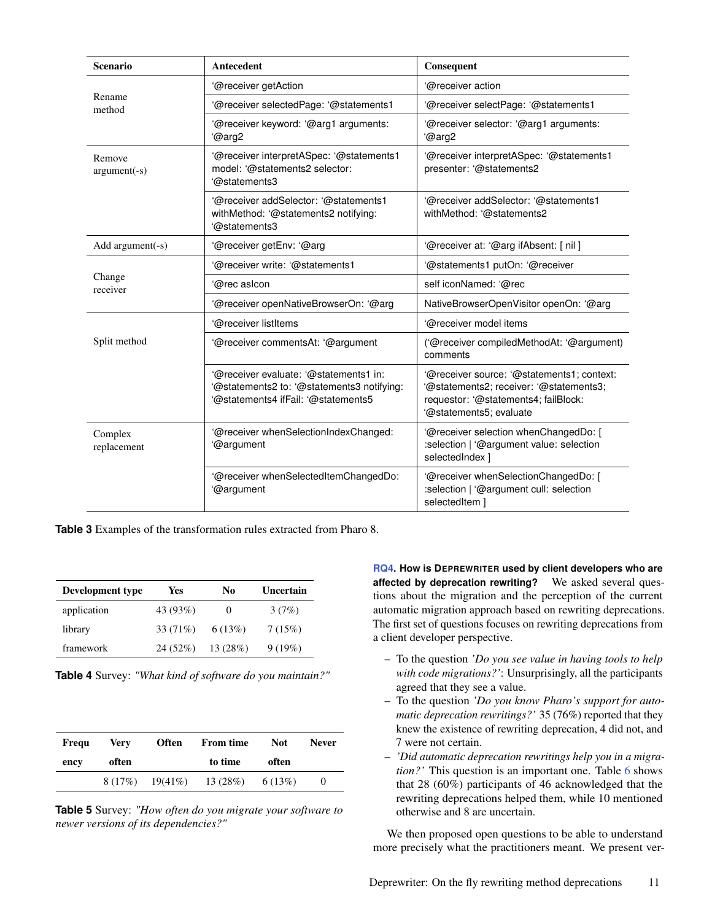| Scenario | Antecedent | Consequent |
|---|---|---|
| Rename method | `@receiver getAction | `@receiver action |
| | `@receiver selectedPage: `@statements1 | `@receiver selectPage: `@statements1 |
| | `@receiver keyword: `@arg1 arguments: `@arg2 | `@receiver selector: `@arg1 arguments: `@arg2 |
| Remove argument(-s) | `@receiver interpretASpec: `@statements1 model: `@statements2 selector: `@statements3 | `@receiver interpretASpec: `@statements1 presenter: `@statements2 |
| | `@receiver addSelector: `@statements1 withMethod: `@statements2 notifying: `@statements3 | `@receiver addSelector: `@statements1 withMethod: `@statements2 |
| Add argument(-s) | `@receiver getEnv: `@arg | `@receiver at: `@arg ifAbsent: [ nil ] |
| Change receiver | `@receiver write: `@statements1 | `@statements1 putOn: `@receiver |
| | `@rec asIcon | self iconNamed: `@rec |
| | `@receiver openNativeBrowserOn: `@arg | NativeBrowserOpenVisitor openOn: `@arg |
| Split method | `@receiver listItems | `@receiver model items |
| | `@receiver commentsAt: `@argument | (`@receiver compiledMethodAt: `@argument) comments |
| | `@receiver evaluate: `@statements1 in: `@statements2 to: `@statements3 notifying: `@statements4 ifFail: `@statements5 | `@receiver source: `@statements1; context: `@statements2; receiver: `@statements3; requestor: `@statements4; failBlock: `@statements5; evaluate |
| Complex replacement | `@receiver whenSelectionIndexChanged: `@argument | `@receiver selection whenChangedDo: [ :selection \| `@argument value: selection selectedIndex ] |
| | `@receiver whenSelectedItemChangedDo: `@argument | `@receiver whenSelectionChangedDo: [ :selection \| `@argument cull: selection selectedItem ] |

**Table 3** Examples of the transformation rules extracted from Pharo 8.

| Development type | Yes | No | Uncertain |
|---|---|---|---|
| application | 43 (93%) | 0 | 3 (7%) |
| library | 33 (71%) | 6 (13%) | 7 (15%) |
| framework | 24 (52%) | 13 (28%) | 9 (19%) |

**Table 4** Survey: *"What kind of software do you maintain?"*

| Frequency | Very often | Often | From time to time | Not often | Never |
|---|---|---|---|---|---|
| | 8 (17%) | 19(41%) | 13 (28%) | 6 (13%) | 0 |

**Table 5** Survey: *"How often do you migrate your software to newer versions of its dependencies?"*

**RQ4. How is Deprewriter used by client developers who are affected by deprecation rewriting?** We asked several questions about the migration and the perception of the current automatic migration approach based on rewriting deprecations. The first set of questions focuses on rewriting deprecations from a client developer perspective.

- To the question *'Do you see value in having tools to help with code migrations?'*: Unsurprisingly, all the participants agreed that they see a value.
- To the question *'Do you know Pharo's support for automatic deprecation rewritings?'* 35 (76%) reported that they knew the existence of rewriting deprecation, 4 did not, and 7 were not certain.
- *'Did automatic deprecation rewritings help you in a migration?'* This question is an important one. Table 6 shows that 28 (60%) participants of 46 acknowledged that the rewriting deprecations helped them, while 10 mentioned otherwise and 8 are uncertain.

We then proposed open questions to be able to understand more precisely what the practitioners meant. We present ver-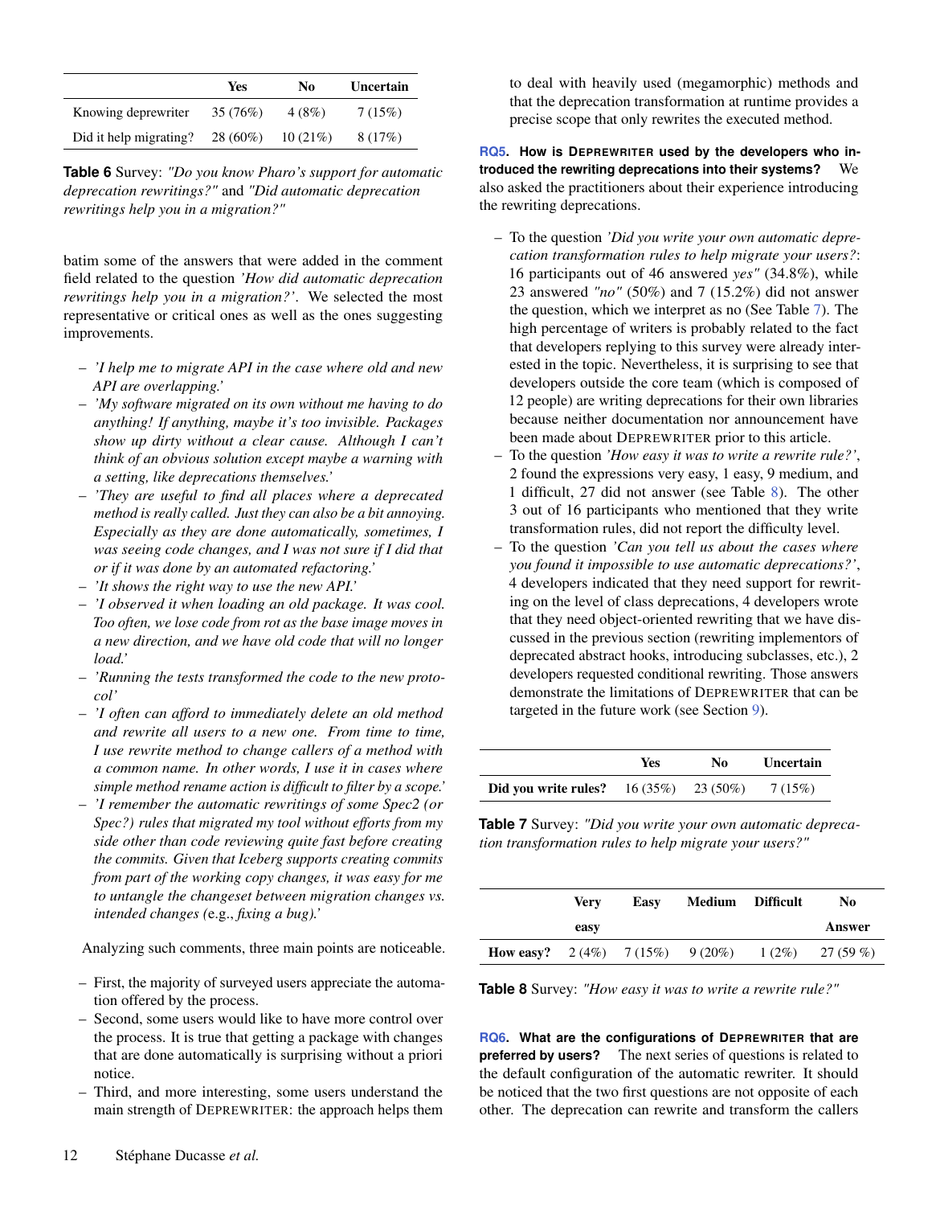| | Yes | No | Uncertain |
|---|---|---|---|
| Knowing deprewriter | 35 (76%) | 4 (8%) | 7 (15%) |
| Did it help migrating? | 28 (60%) | 10 (21%) | 8 (17%) |

**Table 6** Survey: *"Do you know Pharo's support for automatic deprecation rewritings?"* and *"Did automatic deprecation rewritings help you in a migration?"*

batim some of the answers that were added in the comment field related to the question *'How did automatic deprecation rewritings help you in a migration?'*. We selected the most representative or critical ones as well as the ones suggesting improvements.

- *'I help me to migrate API in the case where old and new API are overlapping.'*
- *'My software migrated on its own without me having to do anything! If anything, maybe it's too invisible. Packages show up dirty without a clear cause. Although I can't think of an obvious solution except maybe a warning with a setting, like deprecations themselves.'*
- *'They are useful to find all places where a deprecated method is really called. Just they can also be a bit annoying. Especially as they are done automatically, sometimes, I was seeing code changes, and I was not sure if I did that or if it was done by an automated refactoring.'*
- *'It shows the right way to use the new API.'*
- *'I observed it when loading an old package. It was cool. Too often, we lose code from rot as the base image moves in a new direction, and we have old code that will no longer load.'*
- *'Running the tests transformed the code to the new protocol'*
- *'I often can afford to immediately delete an old method and rewrite all users to a new one. From time to time, I use rewrite method to change callers of a method with a common name. In other words, I use it in cases where simple method rename action is difficult to filter by a scope.'*
- *'I remember the automatic rewritings of some Spec2 (or Spec?) rules that migrated my tool without efforts from my side other than code reviewing quite fast before creating the commits. Given that Iceberg supports creating commits from part of the working copy changes, it was easy for me to untangle the changeset between migration changes vs. intended changes* (e.g., *fixing a bug).'*

Analyzing such comments, three main points are noticeable.

- First, the majority of surveyed users appreciate the automation offered by the process.
- Second, some users would like to have more control over the process. It is true that getting a package with changes that are done automatically is surprising without a priori notice.
- Third, and more interesting, some users understand the main strength of DEPREWRITER: the approach helps them to deal with heavily used (megamorphic) methods and that the deprecation transformation at runtime provides a precise scope that only rewrites the executed method.

**RQ5. How is DEPREWRITER used by the developers who introduced the rewriting deprecations into their systems?** We also asked the practitioners about their experience introducing the rewriting deprecations.

- To the question *'Did you write your own automatic deprecation transformation rules to help migrate your users?*: 16 participants out of 46 answered *yes"* (34.8%), while 23 answered *"no"* (50%) and 7 (15.2%) did not answer the question, which we interpret as no (See Table 7). The high percentage of writers is probably related to the fact that developers replying to this survey were already interested in the topic. Nevertheless, it is surprising to see that developers outside the core team (which is composed of 12 people) are writing deprecations for their own libraries because neither documentation nor announcement have been made about DEPREWRITER prior to this article.
- To the question *'How easy it was to write a rewrite rule?'*, 2 found the expressions very easy, 1 easy, 9 medium, and 1 difficult, 27 did not answer (see Table 8). The other 3 out of 16 participants who mentioned that they write transformation rules, did not report the difficulty level.
- To the question *'Can you tell us about the cases where you found it impossible to use automatic deprecations?'*, 4 developers indicated that they need support for rewriting on the level of class deprecations, 4 developers wrote that they need object-oriented rewriting that we have discussed in the previous section (rewriting implementors of deprecated abstract hooks, introducing subclasses, etc.), 2 developers requested conditional rewriting. Those answers demonstrate the limitations of DEPREWRITER that can be targeted in the future work (see Section 9).

| | Yes | No | Uncertain |
|---|---|---|---|
| **Did you write rules?** | 16 (35%) | 23 (50%) | 7 (15%) |

**Table 7** Survey: *"Did you write your own automatic deprecation transformation rules to help migrate your users?"*

| | Very easy | Easy | Medium | Difficult | No Answer |
|---|---|---|---|---|---|
| **How easy?** | 2 (4%) | 7 (15%) | 9 (20%) | 1 (2%) | 27 (59 %) |

**Table 8** Survey: *"How easy it was to write a rewrite rule?"*

**RQ6. What are the configurations of DEPREWRITER that are preferred by users?** The next series of questions is related to the default configuration of the automatic rewriter. It should be noticed that the two first questions are not opposite of each other. The deprecation can rewrite and transform the callers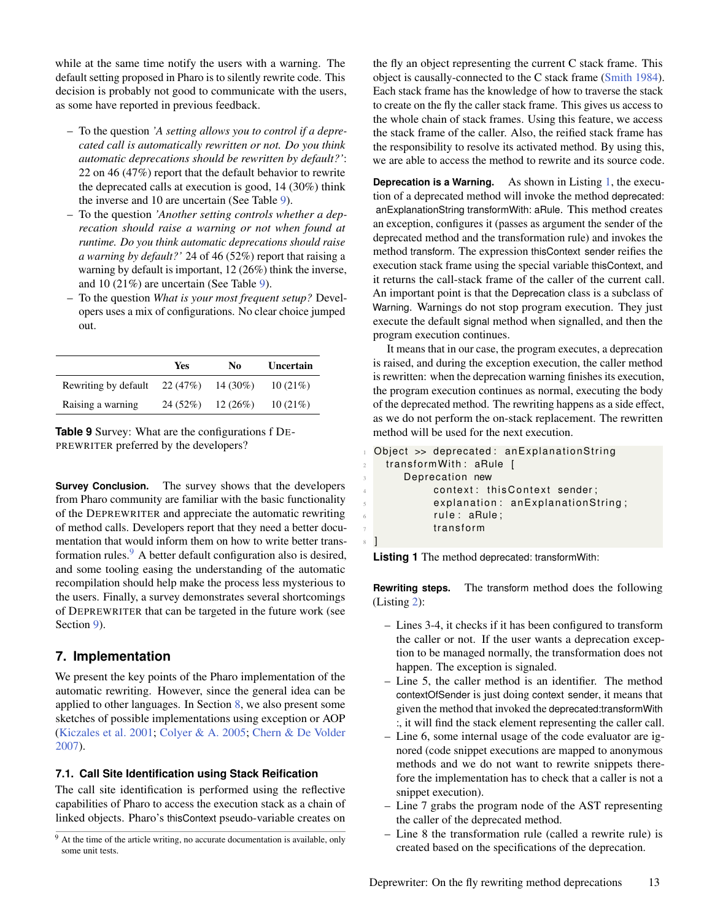while at the same time notify the users with a warning. The default setting proposed in Pharo is to silently rewrite code. This decision is probably not good to communicate with the users, as some have reported in previous feedback.

- To the question *'A setting allows you to control if a deprecated call is automatically rewritten or not. Do you think automatic deprecations should be rewritten by default?'*: 22 on 46 (47%) report that the default behavior to rewrite the deprecated calls at execution is good, 14 (30%) think the inverse and 10 are uncertain (See Table 9).
- To the question *'Another setting controls whether a deprecation should raise a warning or not when found at runtime. Do you think automatic deprecations should raise a warning by default?'* 24 of 46 (52%) report that raising a warning by default is important, 12 (26%) think the inverse, and 10 (21%) are uncertain (See Table 9).
- To the question *What is your most frequent setup?* Developers uses a mix of configurations. No clear choice jumped out.

| | Yes | No | Uncertain |
|---|---|---|---|
| Rewriting by default | 22 (47%) | 14 (30%) | 10 (21%) |
| Raising a warning | 24 (52%) | 12 (26%) | 10 (21%) |

**Table 9** Survey: What are the configurations f DEPREWRITER preferred by the developers?

**Survey Conclusion.** The survey shows that the developers from Pharo community are familiar with the basic functionality of the DEPREWRITER and appreciate the automatic rewriting of method calls. Developers report that they need a better documentation that would inform them on how to write better transformation rules.[9] A better default configuration also is desired, and some tooling easing the understanding of the automatic recompilation should help make the process less mysterious to the users. Finally, a survey demonstrates several shortcomings of DEPREWRITER that can be targeted in the future work (see Section 9).

## 7. Implementation

We present the key points of the Pharo implementation of the automatic rewriting. However, since the general idea can be applied to other languages. In Section 8, we also present some sketches of possible implementations using exception or AOP (Kiczales et al. 2001; Colyer & A. 2005; Chern & De Volder 2007).

### 7.1. Call Site Identification using Stack Reification

The call site identification is performed using the reflective capabilities of Pharo to access the execution stack as a chain of linked objects. Pharo's thisContext pseudo-variable creates on the fly an object representing the current C stack frame. This object is causally-connected to the C stack frame (Smith 1984). Each stack frame has the knowledge of how to traverse the stack to create on the fly the caller stack frame. This gives us access to the whole chain of stack frames. Using this feature, we access the stack frame of the caller. Also, the reified stack frame has the responsibility to resolve its activated method. By using this, we are able to access the method to rewrite and its source code.

**Deprecation is a Warning.** As shown in Listing 1, the execution of a deprecated method will invoke the method deprecated: anExplanationString transformWith: aRule. This method creates an exception, configures it (passes as argument the sender of the deprecated method and the transformation rule) and invokes the method transform. The expression thisContext sender reifies the execution stack frame using the special variable thisContext, and it returns the call-stack frame of the caller of the current call. An important point is that the Deprecation class is a subclass of Warning. Warnings do not stop program execution. They just execute the default signal method when signalled, and then the program execution continues.

It means that in our case, the program executes, a deprecation is raised, and during the exception execution, the caller method is rewritten: when the deprecation warning finishes its execution, the program execution continues as normal, executing the body of the deprecated method. The rewriting happens as a side effect, as we do not perform the on-stack replacement. The rewritten method will be used for the next execution.

```
Object >> deprecated: anExplanationString
  transformWith: aRule [
     Deprecation new
          context: thisContext sender;
          explanation: anExplanationString;
          rule: aRule;
          transform
]
```

**Listing 1** The method deprecated: transformWith:

**Rewriting steps.** The transform method does the following (Listing 2):

- Lines 3-4, it checks if it has been configured to transform the caller or not. If the user wants a deprecation exception to be managed normally, the transformation does not happen. The exception is signaled.
- Line 5, the caller method is an identifier. The method contextOfSender is just doing context sender, it means that given the method that invoked the deprecated:transformWith :, it will find the stack element representing the caller call.
- Line 6, some internal usage of the code evaluator are ignored (code snippet executions are mapped to anonymous methods and we do not want to rewrite snippets therefore the implementation has to check that a caller is not a snippet execution).
- Line 7 grabs the program node of the AST representing the caller of the deprecated method.
- Line 8 the transformation rule (called a rewrite rule) is created based on the specifications of the deprecation.

---

[9] At the time of the article writing, no accurate documentation is available, only some unit tests.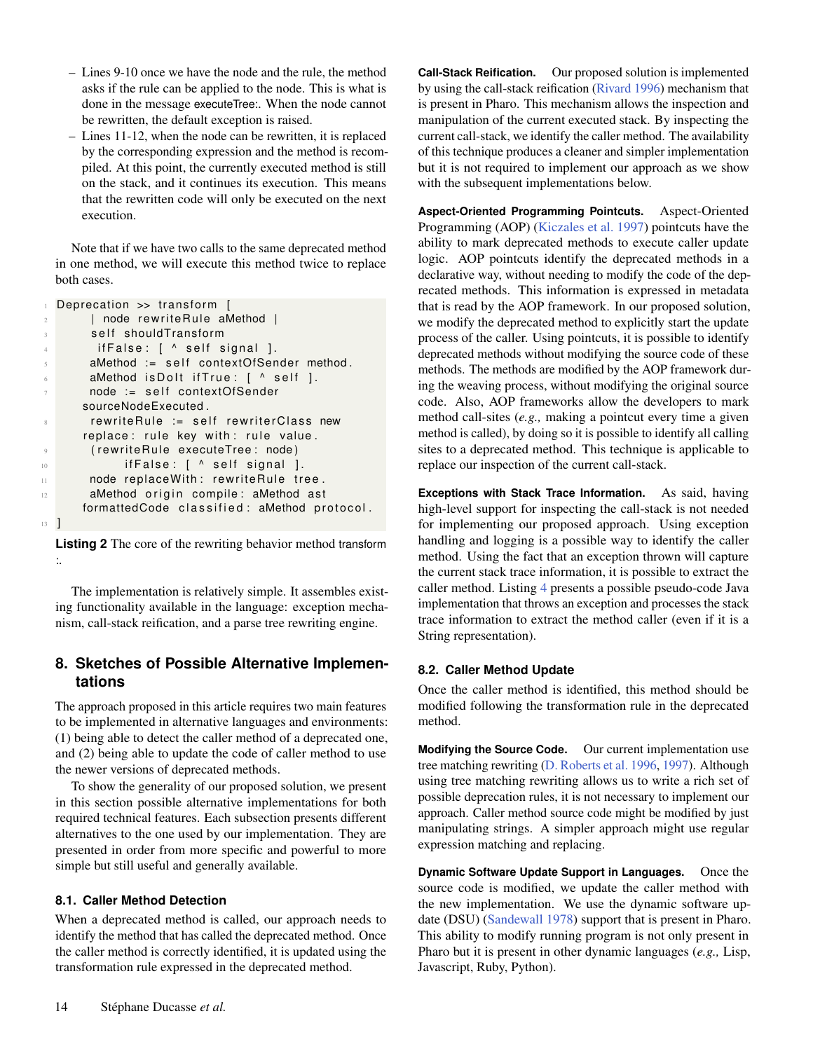- Lines 9-10 once we have the node and the rule, the method asks if the rule can be applied to the node. This is what is done in the message executeTree:. When the node cannot be rewritten, the default exception is raised.
- Lines 11-12, when the node can be rewritten, it is replaced by the corresponding expression and the method is recompiled. At this point, the currently executed method is still on the stack, and it continues its execution. This means that the rewritten code will only be executed on the next execution.

Note that if we have two calls to the same deprecated method in one method, we will execute this method twice to replace both cases.

```
Deprecation >> transform [
    | node rewriteRule aMethod |
    self shouldTransform
     ifFalse: [ ^ self signal ].
    aMethod := self contextOfSender method.
    aMethod isDoIt ifTrue: [ ^ self ].
    node := self contextOfSender
   sourceNodeExecuted.
    rewriteRule := self rewriterClass new
   replace: rule key with: rule value.
    (rewriteRule executeTree: node)
         ifFalse: [ ^ self signal ].
    node replaceWith: rewriteRule tree.
    aMethod origin compile: aMethod ast
   formattedCode classified: aMethod protocol.
]
```

**Listing 2** The core of the rewriting behavior method transform:.

The implementation is relatively simple. It assembles existing functionality available in the language: exception mechanism, call-stack reification, and a parse tree rewriting engine.

## 8. Sketches of Possible Alternative Implementations

The approach proposed in this article requires two main features to be implemented in alternative languages and environments: (1) being able to detect the caller method of a deprecated one, and (2) being able to update the code of caller method to use the newer versions of deprecated methods.

To show the generality of our proposed solution, we present in this section possible alternative implementations for both required technical features. Each subsection presents different alternatives to the one used by our implementation. They are presented in order from more specific and powerful to more simple but still useful and generally available.

### 8.1. Caller Method Detection

When a deprecated method is called, our approach needs to identify the method that has called the deprecated method. Once the caller method is correctly identified, it is updated using the transformation rule expressed in the deprecated method.

**Call-Stack Reification.** Our proposed solution is implemented by using the call-stack reification (Rivard 1996) mechanism that is present in Pharo. This mechanism allows the inspection and manipulation of the current executed stack. By inspecting the current call-stack, we identify the caller method. The availability of this technique produces a cleaner and simpler implementation but it is not required to implement our approach as we show with the subsequent implementations below.

**Aspect-Oriented Programming Pointcuts.** Aspect-Oriented Programming (AOP) (Kiczales et al. 1997) pointcuts have the ability to mark deprecated methods to execute caller update logic. AOP pointcuts identify the deprecated methods in a declarative way, without needing to modify the code of the deprecated methods. This information is expressed in metadata that is read by the AOP framework. In our proposed solution, we modify the deprecated method to explicitly start the update process of the caller. Using pointcuts, it is possible to identify deprecated methods without modifying the source code of these methods. The methods are modified by the AOP framework during the weaving process, without modifying the original source code. Also, AOP frameworks allow the developers to mark method call-sites (*e.g.,* making a pointcut every time a given method is called), by doing so it is possible to identify all calling sites to a deprecated method. This technique is applicable to replace our inspection of the current call-stack.

**Exceptions with Stack Trace Information.** As said, having high-level support for inspecting the call-stack is not needed for implementing our proposed approach. Using exception handling and logging is a possible way to identify the caller method. Using the fact that an exception thrown will capture the current stack trace information, it is possible to extract the caller method. Listing 4 presents a possible pseudo-code Java implementation that throws an exception and processes the stack trace information to extract the method caller (even if it is a String representation).

### 8.2. Caller Method Update

Once the caller method is identified, this method should be modified following the transformation rule in the deprecated method.

**Modifying the Source Code.** Our current implementation use tree matching rewriting (D. Roberts et al. 1996, 1997). Although using tree matching rewriting allows us to write a rich set of possible deprecation rules, it is not necessary to implement our approach. Caller method source code might be modified by just manipulating strings. A simpler approach might use regular expression matching and replacing.

**Dynamic Software Update Support in Languages.** Once the source code is modified, we update the caller method with the new implementation. We use the dynamic software update (DSU) (Sandewall 1978) support that is present in Pharo. This ability to modify running program is not only present in Pharo but it is present in other dynamic languages (*e.g.,* Lisp, Javascript, Ruby, Python).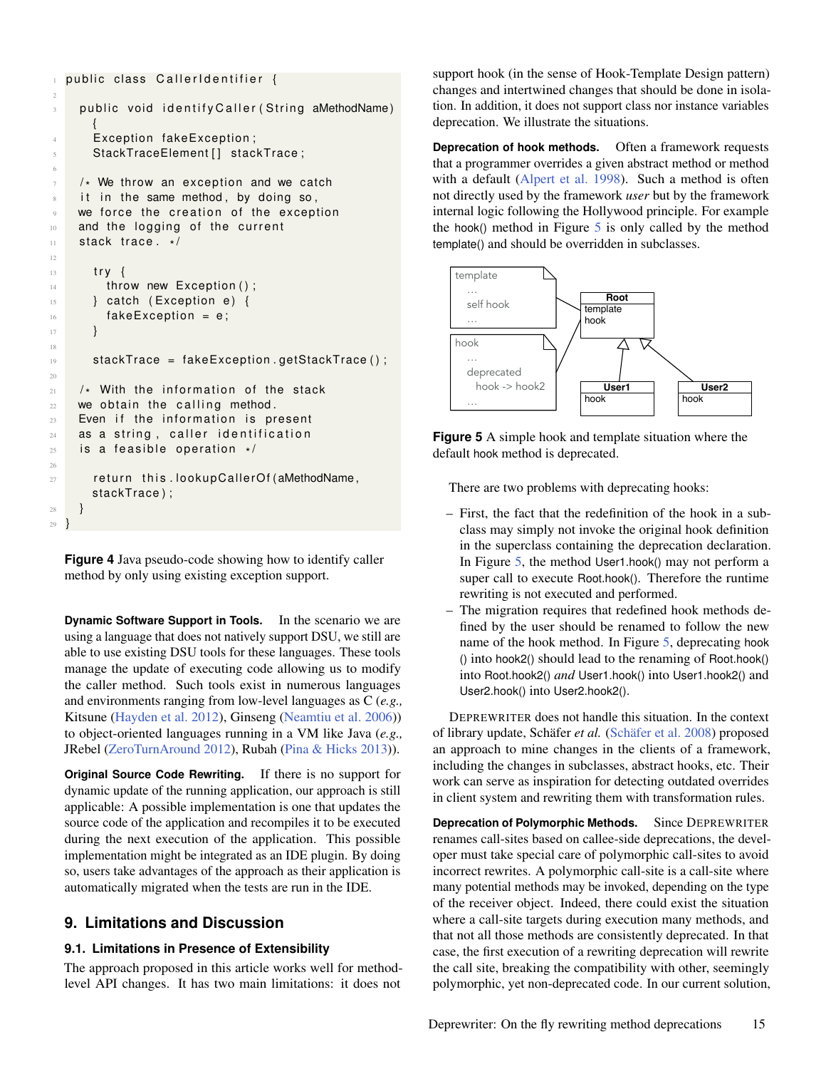```java
public class CallerIdentifier {

  public void identifyCaller(String aMethodName)
    {
    Exception fakeException;
    StackTraceElement[] stackTrace;

  /* We throw an exception and we catch
  it in the same method, by doing so,
  we force the creation of the exception
  and the logging of the current
  stack trace. */

    try {
      throw new Exception();
    } catch (Exception e) {
      fakeException = e;
    }

    stackTrace = fakeException.getStackTrace();

  /* With the information of the stack
  we obtain the calling method.
  Even if the information is present
  as a string, caller identification
  is a feasible operation */

    return this.lookupCallerOf(aMethodName,
    stackTrace);
  }
}
```

**Figure 4** Java pseudo-code showing how to identify caller method by only using existing exception support.

**Dynamic Software Support in Tools.** In the scenario we are using a language that does not natively support DSU, we still are able to use existing DSU tools for these languages. These tools manage the update of executing code allowing us to modify the caller method. Such tools exist in numerous languages and environments ranging from low-level languages as C (*e.g.,* Kitsune (Hayden et al. 2012), Ginseng (Neamtiu et al. 2006)) to object-oriented languages running in a VM like Java (*e.g.,* JRebel (ZeroTurnAround 2012), Rubah (Pina & Hicks 2013)).

**Original Source Code Rewriting.** If there is no support for dynamic update of the running application, our approach is still applicable: A possible implementation is one that updates the source code of the application and recompiles it to be executed during the next execution of the application. This possible implementation might be integrated as an IDE plugin. By doing so, users take advantages of the approach as their application is automatically migrated when the tests are run in the IDE.

## 9. Limitations and Discussion

### 9.1. Limitations in Presence of Extensibility

The approach proposed in this article works well for method-level API changes. It has two main limitations: it does not support hook (in the sense of Hook-Template Design pattern) changes and intertwined changes that should be done in isolation. In addition, it does not support class nor instance variables deprecation. We illustrate the situations.

**Deprecation of hook methods.** Often a framework requests that a programmer overrides a given abstract method or method with a default (Alpert et al. 1998). Such a method is often not directly used by the framework *user* but by the framework internal logic following the Hollywood principle. For example the hook() method in Figure 5 is only called by the method template() and should be overridden in subclasses.

**Figure 5** A simple hook and template situation where the default hook method is deprecated.

There are two problems with deprecating hooks:

- First, the fact that the redefinition of the hook in a subclass may simply not invoke the original hook definition in the superclass containing the deprecation declaration. In Figure 5, the method User1.hook() may not perform a super call to execute Root.hook(). Therefore the runtime rewriting is not executed and performed.
- The migration requires that redefined hook methods defined by the user should be renamed to follow the new name of the hook method. In Figure 5, deprecating hook() into hook2() should lead to the renaming of Root.hook() into Root.hook2() *and* User1.hook() into User1.hook2() and User2.hook() into User2.hook2().

DEPREWRITER does not handle this situation. In the context of library update, Schäfer *et al.* (Schäfer et al. 2008) proposed an approach to mine changes in the clients of a framework, including the changes in subclasses, abstract hooks, etc. Their work can serve as inspiration for detecting outdated overrides in client system and rewriting them with transformation rules.

**Deprecation of Polymorphic Methods.** Since DEPREWRITER renames call-sites based on callee-side deprecations, the developer must take special care of polymorphic call-sites to avoid incorrect rewrites. A polymorphic call-site is a call-site where many potential methods may be invoked, depending on the type of the receiver object. Indeed, there could exist the situation where a call-site targets during execution many methods, and that not all those methods are consistently deprecated. In that case, the first execution of a rewriting deprecation will rewrite the call site, breaking the compatibility with other, seemingly polymorphic, yet non-deprecated code. In our current solution,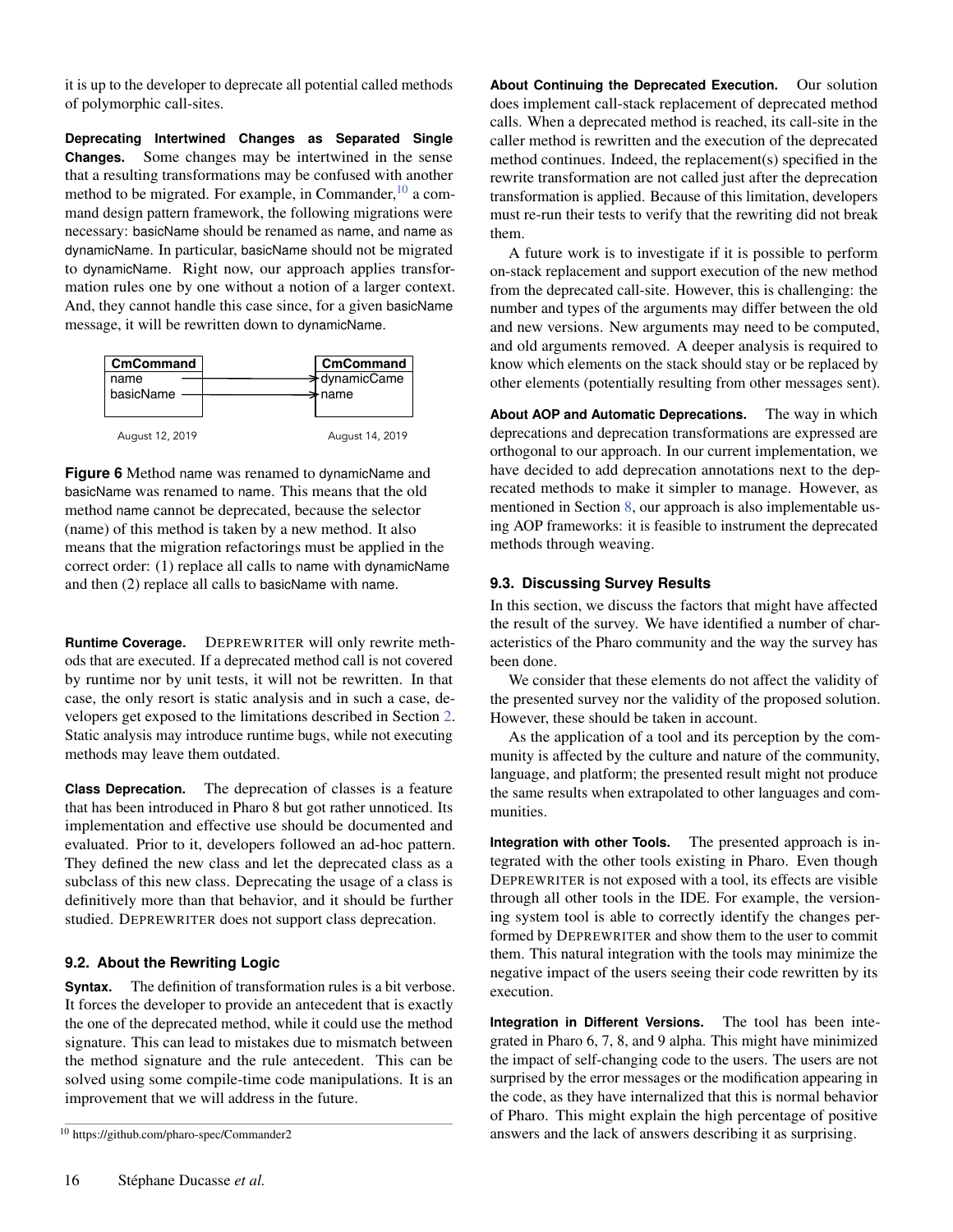it is up to the developer to deprecate all potential called methods of polymorphic call-sites.

**Deprecating Intertwined Changes as Separated Single Changes.** Some changes may be intertwined in the sense that a resulting transformations may be confused with another method to be migrated. For example, in Commander,[10] a command design pattern framework, the following migrations were necessary: basicName should be renamed as name, and name as dynamicName. In particular, basicName should not be migrated to dynamicName. Right now, our approach applies transformation rules one by one without a notion of a larger context. And, they cannot handle this case since, for a given basicName message, it will be rewritten down to dynamicName.

| CmCommand | | CmCommand |
|---|---|---|
| name | → | dynamicCame |
| basicName | → | name |

August 12, 2019 — August 14, 2019

**Figure 6** Method name was renamed to dynamicName and basicName was renamed to name. This means that the old method name cannot be deprecated, because the selector (name) of this method is taken by a new method. It also means that the migration refactorings must be applied in the correct order: (1) replace all calls to name with dynamicName and then (2) replace all calls to basicName with name.

**Runtime Coverage.** DEPREWRITER will only rewrite methods that are executed. If a deprecated method call is not covered by runtime nor by unit tests, it will not be rewritten. In that case, the only resort is static analysis and in such a case, developers get exposed to the limitations described in Section 2. Static analysis may introduce runtime bugs, while not executing methods may leave them outdated.

**Class Deprecation.** The deprecation of classes is a feature that has been introduced in Pharo 8 but got rather unnoticed. Its implementation and effective use should be documented and evaluated. Prior to it, developers followed an ad-hoc pattern. They defined the new class and let the deprecated class as a subclass of this new class. Deprecating the usage of a class is definitively more than that behavior, and it should be further studied. DEPREWRITER does not support class deprecation.

### 9.2. About the Rewriting Logic

**Syntax.** The definition of transformation rules is a bit verbose. It forces the developer to provide an antecedent that is exactly the one of the deprecated method, while it could use the method signature. This can lead to mistakes due to mismatch between the method signature and the rule antecedent. This can be solved using some compile-time code manipulations. It is an improvement that we will address in the future.

[10] https://github.com/pharo-spec/Commander2

**About Continuing the Deprecated Execution.** Our solution does implement call-stack replacement of deprecated method calls. When a deprecated method is reached, its call-site in the caller method is rewritten and the execution of the deprecated method continues. Indeed, the replacement(s) specified in the rewrite transformation are not called just after the deprecation transformation is applied. Because of this limitation, developers must re-run their tests to verify that the rewriting did not break them.

A future work is to investigate if it is possible to perform on-stack replacement and support execution of the new method from the deprecated call-site. However, this is challenging: the number and types of the arguments may differ between the old and new versions. New arguments may need to be computed, and old arguments removed. A deeper analysis is required to know which elements on the stack should stay or be replaced by other elements (potentially resulting from other messages sent).

**About AOP and Automatic Deprecations.** The way in which deprecations and deprecation transformations are expressed are orthogonal to our approach. In our current implementation, we have decided to add deprecation annotations next to the deprecated methods to make it simpler to manage. However, as mentioned in Section 8, our approach is also implementable using AOP frameworks: it is feasible to instrument the deprecated methods through weaving.

### 9.3. Discussing Survey Results

In this section, we discuss the factors that might have affected the result of the survey. We have identified a number of characteristics of the Pharo community and the way the survey has been done.

We consider that these elements do not affect the validity of the presented survey nor the validity of the proposed solution. However, these should be taken in account.

As the application of a tool and its perception by the community is affected by the culture and nature of the community, language, and platform; the presented result might not produce the same results when extrapolated to other languages and communities.

**Integration with other Tools.** The presented approach is integrated with the other tools existing in Pharo. Even though DEPREWRITER is not exposed with a tool, its effects are visible through all other tools in the IDE. For example, the versioning system tool is able to correctly identify the changes performed by DEPREWRITER and show them to the user to commit them. This natural integration with the tools may minimize the negative impact of the users seeing their code rewritten by its execution.

**Integration in Different Versions.** The tool has been integrated in Pharo 6, 7, 8, and 9 alpha. This might have minimized the impact of self-changing code to the users. The users are not surprised by the error messages or the modification appearing in the code, as they have internalized that this is normal behavior of Pharo. This might explain the high percentage of positive answers and the lack of answers describing it as surprising.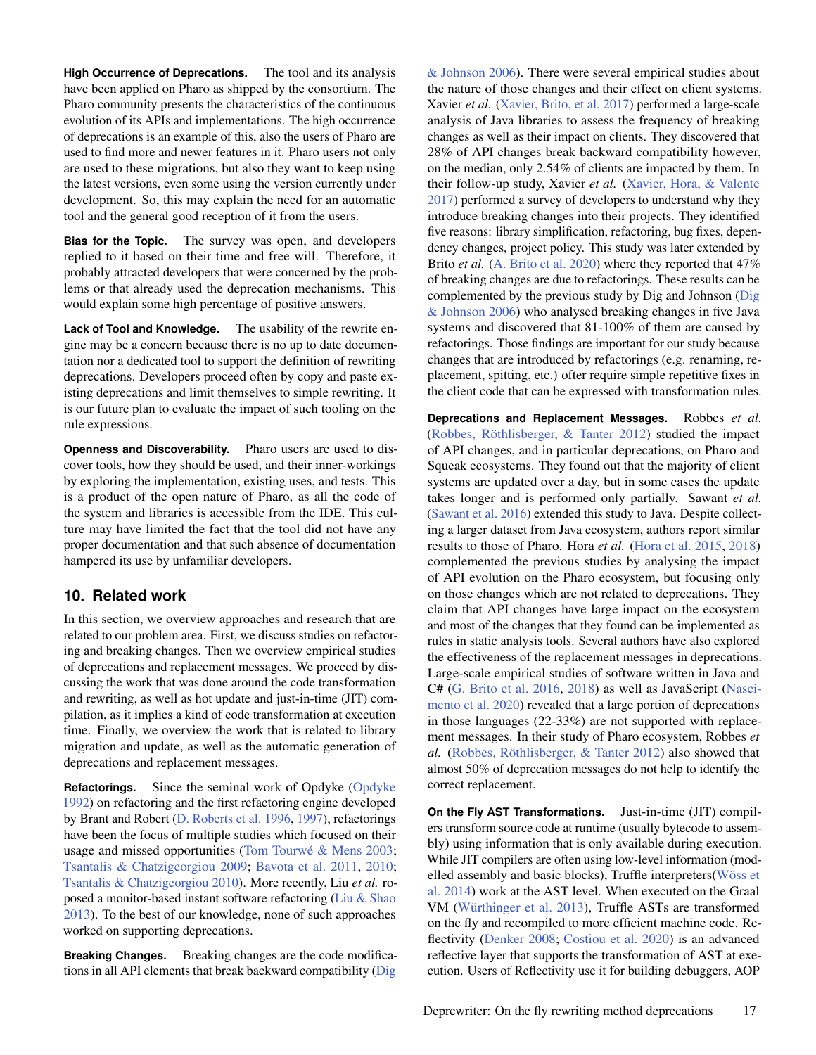**High Occurrence of Deprecations.** The tool and its analysis have been applied on Pharo as shipped by the consortium. The Pharo community presents the characteristics of the continuous evolution of its APIs and implementations. The high occurrence of deprecations is an example of this, also the users of Pharo are used to find more and newer features in it. Pharo users not only are used to these migrations, but also they want to keep using the latest versions, even some using the version currently under development. So, this may explain the need for an automatic tool and the general good reception of it from the users.

**Bias for the Topic.** The survey was open, and developers replied to it based on their time and free will. Therefore, it probably attracted developers that were concerned by the problems or that already used the deprecation mechanisms. This would explain some high percentage of positive answers.

**Lack of Tool and Knowledge.** The usability of the rewrite engine may be a concern because there is no up to date documentation nor a dedicated tool to support the definition of rewriting deprecations. Developers proceed often by copy and paste existing deprecations and limit themselves to simple rewriting. It is our future plan to evaluate the impact of such tooling on the rule expressions.

**Openness and Discoverability.** Pharo users are used to discover tools, how they should be used, and their inner-workings by exploring the implementation, existing uses, and tests. This is a product of the open nature of Pharo, as all the code of the system and libraries is accessible from the IDE. This culture may have limited the fact that the tool did not have any proper documentation and that such absence of documentation hampered its use by unfamiliar developers.

## 10. Related work

In this section, we overview approaches and research that are related to our problem area. First, we discuss studies on refactoring and breaking changes. Then we overview empirical studies of deprecations and replacement messages. We proceed by discussing the work that was done around the code transformation and rewriting, as well as hot update and just-in-time (JIT) compilation, as it implies a kind of code transformation at execution time. Finally, we overview the work that is related to library migration and update, as well as the automatic generation of deprecations and replacement messages.

**Refactorings.** Since the seminal work of Opdyke (Opdyke 1992) on refactoring and the first refactoring engine developed by Brant and Robert (D. Roberts et al. 1996, 1997), refactorings have been the focus of multiple studies which focused on their usage and missed opportunities (Tom Tourwé & Mens 2003; Tsantalis & Chatzigeorgiou 2009; Bavota et al. 2011, 2010; Tsantalis & Chatzigeorgiou 2010). More recently, Liu *et al.* roposed a monitor-based instant software refactoring (Liu & Shao 2013). To the best of our knowledge, none of such approaches worked on supporting deprecations.

**Breaking Changes.** Breaking changes are the code modifications in all API elements that break backward compatibility (Dig & Johnson 2006). There were several empirical studies about the nature of those changes and their effect on client systems. Xavier *et al.* (Xavier, Brito, et al. 2017) performed a large-scale analysis of Java libraries to assess the frequency of breaking changes as well as their impact on clients. They discovered that 28% of API changes break backward compatibility however, on the median, only 2.54% of clients are impacted by them. In their follow-up study, Xavier *et al.* (Xavier, Hora, & Valente 2017) performed a survey of developers to understand why they introduce breaking changes into their projects. They identified five reasons: library simplification, refactoring, bug fixes, dependency changes, project policy. This study was later extended by Brito *et al.* (A. Brito et al. 2020) where they reported that 47% of breaking changes are due to refactorings. These results can be complemented by the previous study by Dig and Johnson (Dig & Johnson 2006) who analysed breaking changes in five Java systems and discovered that 81-100% of them are caused by refactorings. Those findings are important for our study because changes that are introduced by refactorings (e.g. renaming, replacement, spitting, etc.) ofter require simple repetitive fixes in the client code that can be expressed with transformation rules.

**Deprecations and Replacement Messages.** Robbes *et al.* (Robbes, Röthlisberger, & Tanter 2012) studied the impact of API changes, and in particular deprecations, on Pharo and Squeak ecosystems. They found out that the majority of client systems are updated over a day, but in some cases the update takes longer and is performed only partially. Sawant *et al.* (Sawant et al. 2016) extended this study to Java. Despite collecting a larger dataset from Java ecosystem, authors report similar results to those of Pharo. Hora *et al.* (Hora et al. 2015, 2018) complemented the previous studies by analysing the impact of API evolution on the Pharo ecosystem, but focusing only on those changes which are not related to deprecations. They claim that API changes have large impact on the ecosystem and most of the changes that they found can be implemented as rules in static analysis tools. Several authors have also explored the effectiveness of the replacement messages in deprecations. Large-scale empirical studies of software written in Java and C# (G. Brito et al. 2016, 2018) as well as JavaScript (Nascimento et al. 2020) revealed that a large portion of deprecations in those languages (22-33%) are not supported with replacement messages. In their study of Pharo ecosystem, Robbes *et al.* (Robbes, Röthlisberger, & Tanter 2012) also showed that almost 50% of deprecation messages do not help to identify the correct replacement.

**On the Fly AST Transformations.** Just-in-time (JIT) compilers transform source code at runtime (usually bytecode to assembly) using information that is only available during execution. While JIT compilers are often using low-level information (modelled assembly and basic blocks), Truffle interpreters(Wöss et al. 2014) work at the AST level. When executed on the Graal VM (Würthinger et al. 2013), Truffle ASTs are transformed on the fly and recompiled to more efficient machine code. Reflectivity (Denker 2008; Costiou et al. 2020) is an advanced reflective layer that supports the transformation of AST at execution. Users of Reflectivity use it for building debuggers, AOP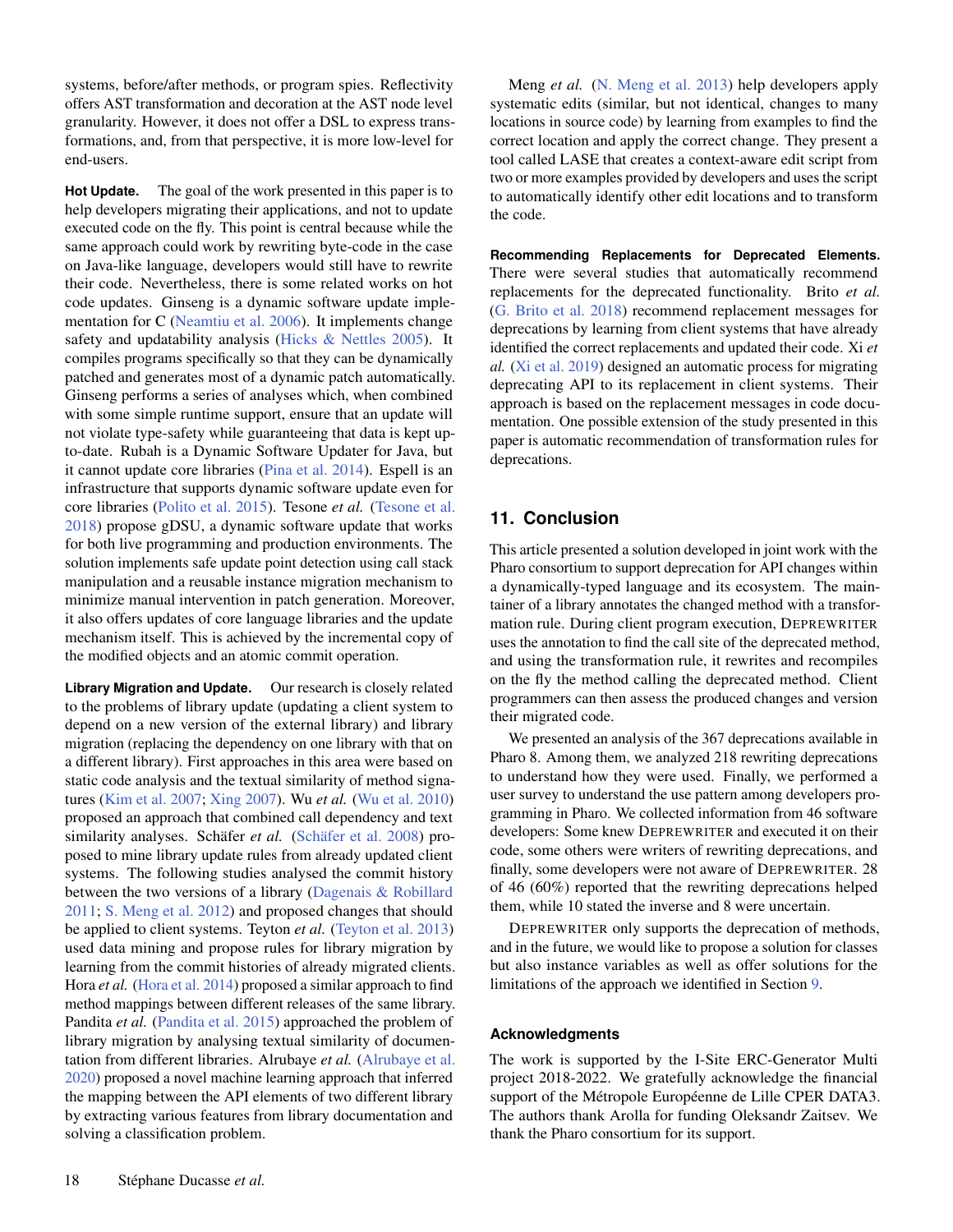systems, before/after methods, or program spies. Reflectivity offers AST transformation and decoration at the AST node level granularity. However, it does not offer a DSL to express transformations, and, from that perspective, it is more low-level for end-users.

**Hot Update.** The goal of the work presented in this paper is to help developers migrating their applications, and not to update executed code on the fly. This point is central because while the same approach could work by rewriting byte-code in the case on Java-like language, developers would still have to rewrite their code. Nevertheless, there is some related works on hot code updates. Ginseng is a dynamic software update implementation for C (Neamtiu et al. 2006). It implements change safety and updatability analysis (Hicks & Nettles 2005). It compiles programs specifically so that they can be dynamically patched and generates most of a dynamic patch automatically. Ginseng performs a series of analyses which, when combined with some simple runtime support, ensure that an update will not violate type-safety while guaranteeing that data is kept up-to-date. Rubah is a Dynamic Software Updater for Java, but it cannot update core libraries (Pina et al. 2014). Espell is an infrastructure that supports dynamic software update even for core libraries (Polito et al. 2015). Tesone *et al.* (Tesone et al. 2018) propose gDSU, a dynamic software update that works for both live programming and production environments. The solution implements safe update point detection using call stack manipulation and a reusable instance migration mechanism to minimize manual intervention in patch generation. Moreover, it also offers updates of core language libraries and the update mechanism itself. This is achieved by the incremental copy of the modified objects and an atomic commit operation.

**Library Migration and Update.** Our research is closely related to the problems of library update (updating a client system to depend on a new version of the external library) and library migration (replacing the dependency on one library with that on a different library). First approaches in this area were based on static code analysis and the textual similarity of method signatures (Kim et al. 2007; Xing 2007). Wu *et al.* (Wu et al. 2010) proposed an approach that combined call dependency and text similarity analyses. Schäfer *et al.* (Schäfer et al. 2008) proposed to mine library update rules from already updated client systems. The following studies analysed the commit history between the two versions of a library (Dagenais & Robillard 2011; S. Meng et al. 2012) and proposed changes that should be applied to client systems. Teyton *et al.* (Teyton et al. 2013) used data mining and propose rules for library migration by learning from the commit histories of already migrated clients. Hora *et al.* (Hora et al. 2014) proposed a similar approach to find method mappings between different releases of the same library. Pandita *et al.* (Pandita et al. 2015) approached the problem of library migration by analysing textual similarity of documentation from different libraries. Alrubaye *et al.* (Alrubaye et al. 2020) proposed a novel machine learning approach that inferred the mapping between the API elements of two different library by extracting various features from library documentation and solving a classification problem.

Meng *et al.* (N. Meng et al. 2013) help developers apply systematic edits (similar, but not identical, changes to many locations in source code) by learning from examples to find the correct location and apply the correct change. They present a tool called LASE that creates a context-aware edit script from two or more examples provided by developers and uses the script to automatically identify other edit locations and to transform the code.

**Recommending Replacements for Deprecated Elements.** There were several studies that automatically recommend replacements for the deprecated functionality. Brito *et al.* (G. Brito et al. 2018) recommend replacement messages for deprecations by learning from client systems that have already identified the correct replacements and updated their code. Xi *et al.* (Xi et al. 2019) designed an automatic process for migrating deprecating API to its replacement in client systems. Their approach is based on the replacement messages in code documentation. One possible extension of the study presented in this paper is automatic recommendation of transformation rules for deprecations.

## 11. Conclusion

This article presented a solution developed in joint work with the Pharo consortium to support deprecation for API changes within a dynamically-typed language and its ecosystem. The maintainer of a library annotates the changed method with a transformation rule. During client program execution, DEPREWRITER uses the annotation to find the call site of the deprecated method, and using the transformation rule, it rewrites and recompiles on the fly the method calling the deprecated method. Client programmers can then assess the produced changes and version their migrated code.

We presented an analysis of the 367 deprecations available in Pharo 8. Among them, we analyzed 218 rewriting deprecations to understand how they were used. Finally, we performed a user survey to understand the use pattern among developers programming in Pharo. We collected information from 46 software developers: Some knew DEPREWRITER and executed it on their code, some others were writers of rewriting deprecations, and finally, some developers were not aware of DEPREWRITER. 28 of 46 (60%) reported that the rewriting deprecations helped them, while 10 stated the inverse and 8 were uncertain.

DEPREWRITER only supports the deprecation of methods, and in the future, we would like to propose a solution for classes but also instance variables as well as offer solutions for the limitations of the approach we identified in Section 9.

### Acknowledgments

The work is supported by the I-Site ERC-Generator Multi project 2018-2022. We gratefully acknowledge the financial support of the Métropole Européenne de Lille CPER DATA3. The authors thank Arolla for funding Oleksandr Zaitsev. We thank the Pharo consortium for its support.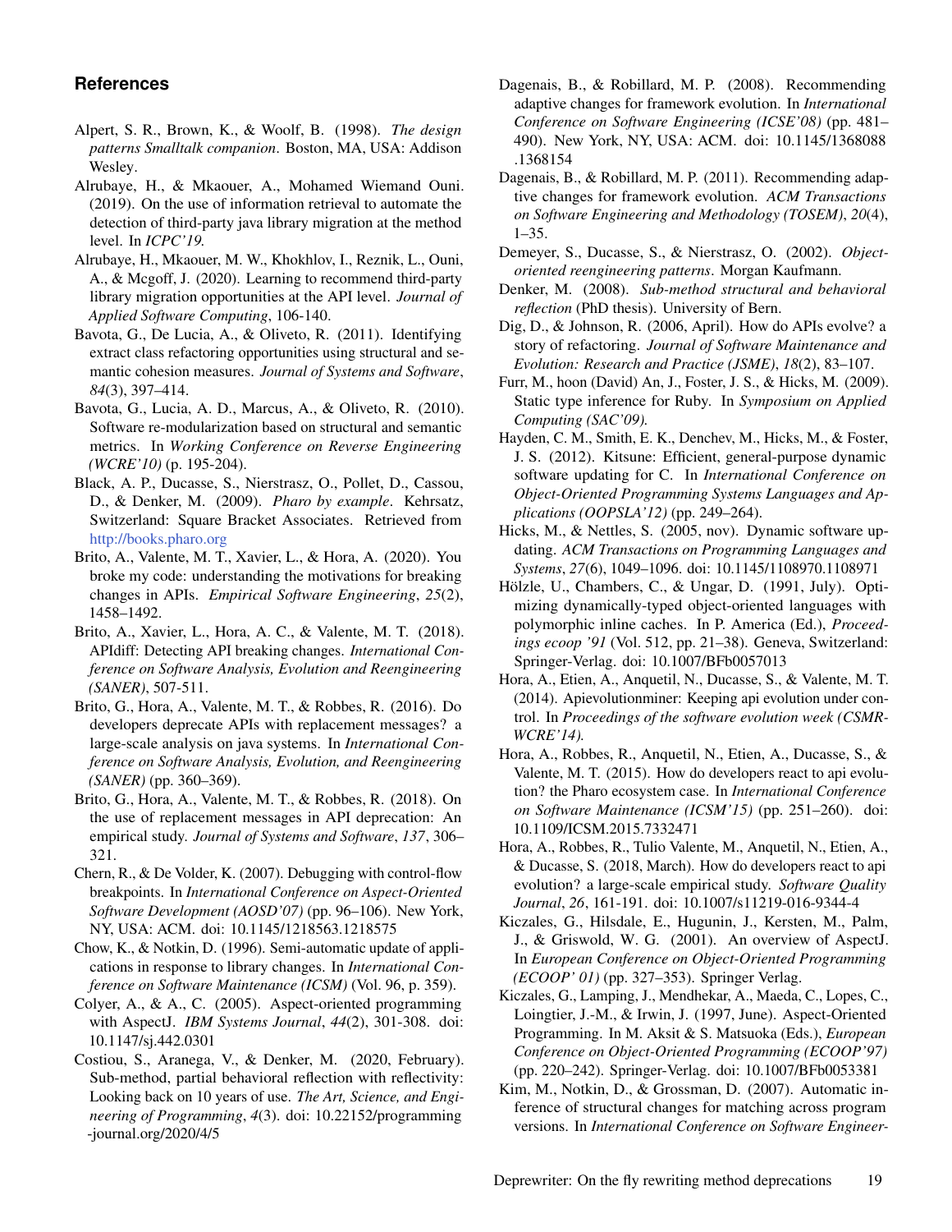## References

Alpert, S. R., Brown, K., & Woolf, B. (1998). *The design patterns Smalltalk companion*. Boston, MA, USA: Addison Wesley.

Alrubaye, H., & Mkaouer, A., Mohamed Wiemand Ouni. (2019). On the use of information retrieval to automate the detection of third-party java library migration at the method level. In *ICPC'19*.

Alrubaye, H., Mkaouer, M. W., Khokhlov, I., Reznik, L., Ouni, A., & Mcgoff, J. (2020). Learning to recommend third-party library migration opportunities at the API level. *Journal of Applied Software Computing*, 106-140.

Bavota, G., De Lucia, A., & Oliveto, R. (2011). Identifying extract class refactoring opportunities using structural and semantic cohesion measures. *Journal of Systems and Software*, *84*(3), 397–414.

Bavota, G., Lucia, A. D., Marcus, A., & Oliveto, R. (2010). Software re-modularization based on structural and semantic metrics. In *Working Conference on Reverse Engineering (WCRE'10)* (p. 195-204).

Black, A. P., Ducasse, S., Nierstrasz, O., Pollet, D., Cassou, D., & Denker, M. (2009). *Pharo by example*. Kehrsatz, Switzerland: Square Bracket Associates. Retrieved from http://books.pharo.org

Brito, A., Valente, M. T., Xavier, L., & Hora, A. (2020). You broke my code: understanding the motivations for breaking changes in APIs. *Empirical Software Engineering*, *25*(2), 1458–1492.

Brito, A., Xavier, L., Hora, A. C., & Valente, M. T. (2018). APIdiff: Detecting API breaking changes. *International Conference on Software Analysis, Evolution and Reengineering (SANER)*, 507-511.

Brito, G., Hora, A., Valente, M. T., & Robbes, R. (2016). Do developers deprecate APIs with replacement messages? a large-scale analysis on java systems. In *International Conference on Software Analysis, Evolution, and Reengineering (SANER)* (pp. 360–369).

Brito, G., Hora, A., Valente, M. T., & Robbes, R. (2018). On the use of replacement messages in API deprecation: An empirical study. *Journal of Systems and Software*, *137*, 306–321.

Chern, R., & De Volder, K. (2007). Debugging with control-flow breakpoints. In *International Conference on Aspect-Oriented Software Development (AOSD'07)* (pp. 96–106). New York, NY, USA: ACM. doi: 10.1145/1218563.1218575

Chow, K., & Notkin, D. (1996). Semi-automatic update of applications in response to library changes. In *International Conference on Software Maintenance (ICSM)* (Vol. 96, p. 359).

Colyer, A., & A., C. (2005). Aspect-oriented programming with AspectJ. *IBM Systems Journal*, *44*(2), 301-308. doi: 10.1147/sj.442.0301

Costiou, S., Aranega, V., & Denker, M. (2020, February). Sub-method, partial behavioral reflection with reflectivity: Looking back on 10 years of use. *The Art, Science, and Engineering of Programming*, *4*(3). doi: 10.22152/programming-journal.org/2020/4/5

Dagenais, B., & Robillard, M. P. (2008). Recommending adaptive changes for framework evolution. In *International Conference on Software Engineering (ICSE'08)* (pp. 481–490). New York, NY, USA: ACM. doi: 10.1145/1368088.1368154

Dagenais, B., & Robillard, M. P. (2011). Recommending adaptive changes for framework evolution. *ACM Transactions on Software Engineering and Methodology (TOSEM)*, *20*(4), 1–35.

Demeyer, S., Ducasse, S., & Nierstrasz, O. (2002). *Object-oriented reengineering patterns*. Morgan Kaufmann.

Denker, M. (2008). *Sub-method structural and behavioral reflection* (PhD thesis). University of Bern.

Dig, D., & Johnson, R. (2006, April). How do APIs evolve? a story of refactoring. *Journal of Software Maintenance and Evolution: Research and Practice (JSME)*, *18*(2), 83–107.

Furr, M., hoon (David) An, J., Foster, J. S., & Hicks, M. (2009). Static type inference for Ruby. In *Symposium on Applied Computing (SAC'09)*.

Hayden, C. M., Smith, E. K., Denchev, M., Hicks, M., & Foster, J. S. (2012). Kitsune: Efficient, general-purpose dynamic software updating for C. In *International Conference on Object-Oriented Programming Systems Languages and Applications (OOPSLA'12)* (pp. 249–264).

Hicks, M., & Nettles, S. (2005, nov). Dynamic software updating. *ACM Transactions on Programming Languages and Systems*, *27*(6), 1049–1096. doi: 10.1145/1108970.1108971

Hölzle, U., Chambers, C., & Ungar, D. (1991, July). Optimizing dynamically-typed object-oriented languages with polymorphic inline caches. In P. America (Ed.), *Proceedings ecoop '91* (Vol. 512, pp. 21–38). Geneva, Switzerland: Springer-Verlag. doi: 10.1007/BFb0057013

Hora, A., Etien, A., Anquetil, N., Ducasse, S., & Valente, M. T. (2014). Apievolutionminer: Keeping api evolution under control. In *Proceedings of the software evolution week (CSMR-WCRE'14)*.

Hora, A., Robbes, R., Anquetil, N., Etien, A., Ducasse, S., & Valente, M. T. (2015). How do developers react to api evolution? the Pharo ecosystem case. In *International Conference on Software Maintenance (ICSM'15)* (pp. 251–260). doi: 10.1109/ICSM.2015.7332471

Hora, A., Robbes, R., Tulio Valente, M., Anquetil, N., Etien, A., & Ducasse, S. (2018, March). How do developers react to api evolution? a large-scale empirical study. *Software Quality Journal*, *26*, 161-191. doi: 10.1007/s11219-016-9344-4

Kiczales, G., Hilsdale, E., Hugunin, J., Kersten, M., Palm, J., & Griswold, W. G. (2001). An overview of AspectJ. In *European Conference on Object-Oriented Programming (ECOOP' 01)* (pp. 327–353). Springer Verlag.

Kiczales, G., Lamping, J., Mendhekar, A., Maeda, C., Lopes, C., Loingtier, J.-M., & Irwin, J. (1997, June). Aspect-Oriented Programming. In M. Aksit & S. Matsuoka (Eds.), *European Conference on Object-Oriented Programming (ECOOP'97)* (pp. 220–242). Springer-Verlag. doi: 10.1007/BFb0053381

Kim, M., Notkin, D., & Grossman, D. (2007). Automatic inference of structural changes for matching across program versions. In *International Conference on Software Engineer-*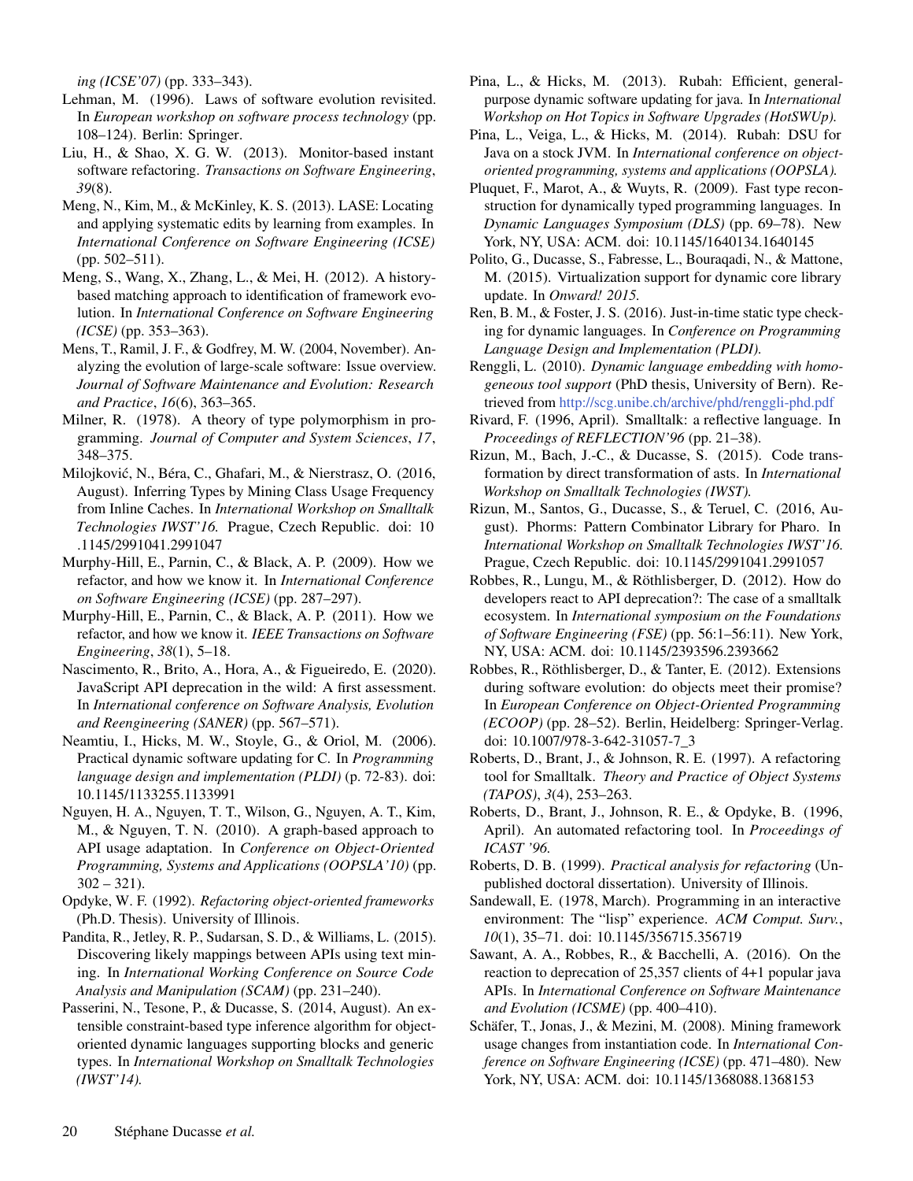*ing (ICSE'07)* (pp. 333–343).

Lehman, M. (1996). Laws of software evolution revisited. In *European workshop on software process technology* (pp. 108–124). Berlin: Springer.

Liu, H., & Shao, X. G. W. (2013). Monitor-based instant software refactoring. *Transactions on Software Engineering*, *39*(8).

Meng, N., Kim, M., & McKinley, K. S. (2013). LASE: Locating and applying systematic edits by learning from examples. In *International Conference on Software Engineering (ICSE)* (pp. 502–511).

Meng, S., Wang, X., Zhang, L., & Mei, H. (2012). A history-based matching approach to identification of framework evolution. In *International Conference on Software Engineering (ICSE)* (pp. 353–363).

Mens, T., Ramil, J. F., & Godfrey, M. W. (2004, November). Analyzing the evolution of large-scale software: Issue overview. *Journal of Software Maintenance and Evolution: Research and Practice*, *16*(6), 363–365.

Milner, R. (1978). A theory of type polymorphism in programming. *Journal of Computer and System Sciences*, *17*, 348–375.

Milojković, N., Béra, C., Ghafari, M., & Nierstrasz, O. (2016, August). Inferring Types by Mining Class Usage Frequency from Inline Caches. In *International Workshop on Smalltalk Technologies IWST'16.* Prague, Czech Republic. doi: 10.1145/2991041.2991047

Murphy-Hill, E., Parnin, C., & Black, A. P. (2009). How we refactor, and how we know it. In *International Conference on Software Engineering (ICSE)* (pp. 287–297).

Murphy-Hill, E., Parnin, C., & Black, A. P. (2011). How we refactor, and how we know it. *IEEE Transactions on Software Engineering*, *38*(1), 5–18.

Nascimento, R., Brito, A., Hora, A., & Figueiredo, E. (2020). JavaScript API deprecation in the wild: A first assessment. In *International conference on Software Analysis, Evolution and Reengineering (SANER)* (pp. 567–571).

Neamtiu, I., Hicks, M. W., Stoyle, G., & Oriol, M. (2006). Practical dynamic software updating for C. In *Programming language design and implementation (PLDI)* (p. 72-83). doi: 10.1145/1133255.1133991

Nguyen, H. A., Nguyen, T. T., Wilson, G., Nguyen, A. T., Kim, M., & Nguyen, T. N. (2010). A graph-based approach to API usage adaptation. In *Conference on Object-Oriented Programming, Systems and Applications (OOPSLA'10)* (pp. 302 – 321).

Opdyke, W. F. (1992). *Refactoring object-oriented frameworks* (Ph.D. Thesis). University of Illinois.

Pandita, R., Jetley, R. P., Sudarsan, S. D., & Williams, L. (2015). Discovering likely mappings between APIs using text mining. In *International Working Conference on Source Code Analysis and Manipulation (SCAM)* (pp. 231–240).

Passerini, N., Tesone, P., & Ducasse, S. (2014, August). An extensible constraint-based type inference algorithm for object-oriented dynamic languages supporting blocks and generic types. In *International Workshop on Smalltalk Technologies (IWST'14).*

Pina, L., & Hicks, M. (2013). Rubah: Efficient, general-purpose dynamic software updating for java. In *International Workshop on Hot Topics in Software Upgrades (HotSWUp).*

Pina, L., Veiga, L., & Hicks, M. (2014). Rubah: DSU for Java on a stock JVM. In *International conference on object-oriented programming, systems and applications (OOPSLA).*

Pluquet, F., Marot, A., & Wuyts, R. (2009). Fast type reconstruction for dynamically typed programming languages. In *Dynamic Languages Symposium (DLS)* (pp. 69–78). New York, NY, USA: ACM. doi: 10.1145/1640134.1640145

Polito, G., Ducasse, S., Fabresse, L., Bouraqadi, N., & Mattone, M. (2015). Virtualization support for dynamic core library update. In *Onward! 2015.*

Ren, B. M., & Foster, J. S. (2016). Just-in-time static type checking for dynamic languages. In *Conference on Programming Language Design and Implementation (PLDI).*

Renggli, L. (2010). *Dynamic language embedding with homogeneous tool support* (PhD thesis, University of Bern). Retrieved from http://scg.unibe.ch/archive/phd/renggli-phd.pdf

Rivard, F. (1996, April). Smalltalk: a reflective language. In *Proceedings of REFLECTION'96* (pp. 21–38).

Rizun, M., Bach, J.-C., & Ducasse, S. (2015). Code transformation by direct transformation of asts. In *International Workshop on Smalltalk Technologies (IWST).*

Rizun, M., Santos, G., Ducasse, S., & Teruel, C. (2016, August). Phorms: Pattern Combinator Library for Pharo. In *International Workshop on Smalltalk Technologies IWST'16.* Prague, Czech Republic. doi: 10.1145/2991041.2991057

Robbes, R., Lungu, M., & Röthlisberger, D. (2012). How do developers react to API deprecation?: The case of a smalltalk ecosystem. In *International symposium on the Foundations of Software Engineering (FSE)* (pp. 56:1–56:11). New York, NY, USA: ACM. doi: 10.1145/2393596.2393662

Robbes, R., Röthlisberger, D., & Tanter, E. (2012). Extensions during software evolution: do objects meet their promise? In *European Conference on Object-Oriented Programming (ECOOP)* (pp. 28–52). Berlin, Heidelberg: Springer-Verlag. doi: 10.1007/978-3-642-31057-7_3

Roberts, D., Brant, J., & Johnson, R. E. (1997). A refactoring tool for Smalltalk. *Theory and Practice of Object Systems (TAPOS)*, *3*(4), 253–263.

Roberts, D., Brant, J., Johnson, R. E., & Opdyke, B. (1996, April). An automated refactoring tool. In *Proceedings of ICAST '96.*

Roberts, D. B. (1999). *Practical analysis for refactoring* (Unpublished doctoral dissertation). University of Illinois.

Sandewall, E. (1978, March). Programming in an interactive environment: The "lisp" experience. *ACM Comput. Surv.*, *10*(1), 35–71. doi: 10.1145/356715.356719

Sawant, A. A., Robbes, R., & Bacchelli, A. (2016). On the reaction to deprecation of 25,357 clients of 4+1 popular java APIs. In *International Conference on Software Maintenance and Evolution (ICSME)* (pp. 400–410).

Schäfer, T., Jonas, J., & Mezini, M. (2008). Mining framework usage changes from instantiation code. In *International Conference on Software Engineering (ICSE)* (pp. 471–480). New York, NY, USA: ACM. doi: 10.1145/1368088.1368153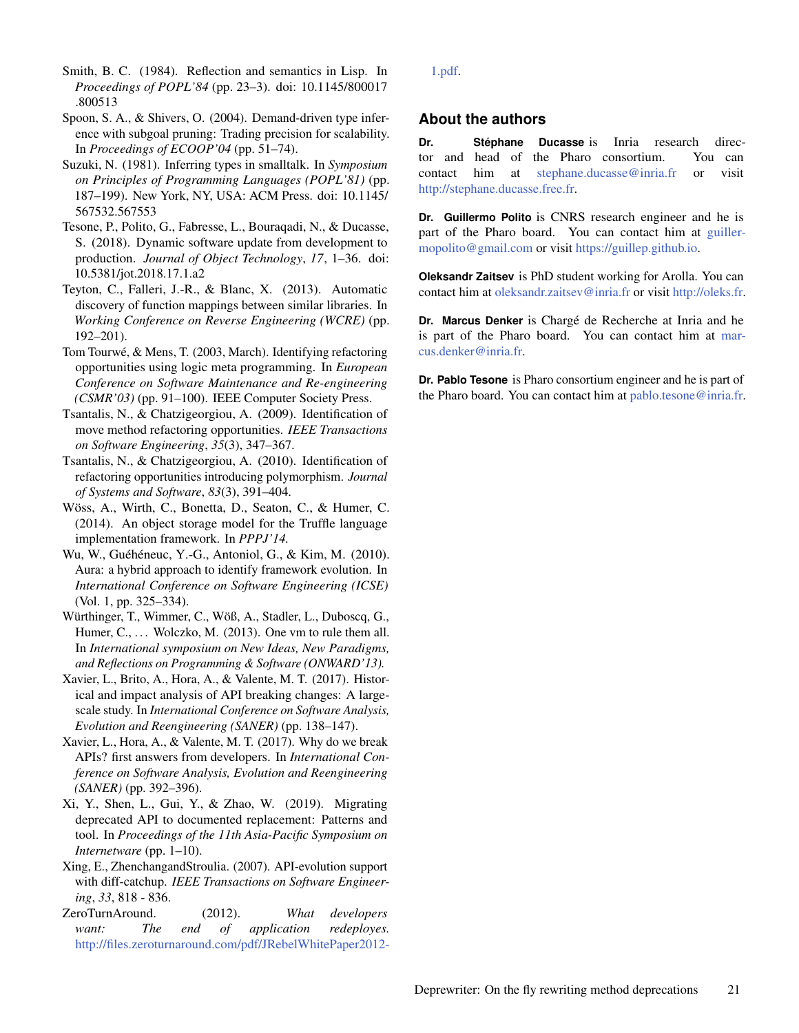Smith, B. C. (1984). Reflection and semantics in Lisp. In *Proceedings of POPL'84* (pp. 23–3). doi: 10.1145/800017.800513

Spoon, S. A., & Shivers, O. (2004). Demand-driven type inference with subgoal pruning: Trading precision for scalability. In *Proceedings of ECOOP'04* (pp. 51–74).

Suzuki, N. (1981). Inferring types in smalltalk. In *Symposium on Principles of Programming Languages (POPL'81)* (pp. 187–199). New York, NY, USA: ACM Press. doi: 10.1145/567532.567553

Tesone, P., Polito, G., Fabresse, L., Bouraqadi, N., & Ducasse, S. (2018). Dynamic software update from development to production. *Journal of Object Technology*, *17*, 1–36. doi: 10.5381/jot.2018.17.1.a2

Teyton, C., Falleri, J.-R., & Blanc, X. (2013). Automatic discovery of function mappings between similar libraries. In *Working Conference on Reverse Engineering (WCRE)* (pp. 192–201).

Tom Tourwé, & Mens, T. (2003, March). Identifying refactoring opportunities using logic meta programming. In *European Conference on Software Maintenance and Re-engineering (CSMR'03)* (pp. 91–100). IEEE Computer Society Press.

Tsantalis, N., & Chatzigeorgiou, A. (2009). Identification of move method refactoring opportunities. *IEEE Transactions on Software Engineering*, *35*(3), 347–367.

Tsantalis, N., & Chatzigeorgiou, A. (2010). Identification of refactoring opportunities introducing polymorphism. *Journal of Systems and Software*, *83*(3), 391–404.

Wöss, A., Wirth, C., Bonetta, D., Seaton, C., & Humer, C. (2014). An object storage model for the Truffle language implementation framework. In *PPPJ'14*.

Wu, W., Guéhéneuc, Y.-G., Antoniol, G., & Kim, M. (2010). Aura: a hybrid approach to identify framework evolution. In *International Conference on Software Engineering (ICSE)* (Vol. 1, pp. 325–334).

Würthinger, T., Wimmer, C., Wöß, A., Stadler, L., Duboscq, G., Humer, C., … Wolczko, M. (2013). One vm to rule them all. In *International symposium on New Ideas, New Paradigms, and Reflections on Programming & Software (ONWARD'13)*.

Xavier, L., Brito, A., Hora, A., & Valente, M. T. (2017). Historical and impact analysis of API breaking changes: A large-scale study. In *International Conference on Software Analysis, Evolution and Reengineering (SANER)* (pp. 138–147).

Xavier, L., Hora, A., & Valente, M. T. (2017). Why do we break APIs? first answers from developers. In *International Conference on Software Analysis, Evolution and Reengineering (SANER)* (pp. 392–396).

Xi, Y., Shen, L., Gui, Y., & Zhao, W. (2019). Migrating deprecated API to documented replacement: Patterns and tool. In *Proceedings of the 11th Asia-Pacific Symposium on Internetware* (pp. 1–10).

Xing, E., ZhenchangandStroulia. (2007). API-evolution support with diff-catchup. *IEEE Transactions on Software Engineering*, *33*, 818 - 836.

ZeroTurnAround. (2012). *What developers want: The end of application redeployes.* http://files.zeroturnaround.com/pdf/JRebelWhitePaper2012-1.pdf.

## About the authors

**Dr. Stéphane Ducasse** is Inria research director and head of the Pharo consortium. You can contact him at stephane.ducasse@inria.fr or visit http://stephane.ducasse.free.fr.

**Dr. Guillermo Polito** is CNRS research engineer and he is part of the Pharo board. You can contact him at guillermopolito@gmail.com or visit https://guillep.github.io.

**Oleksandr Zaitsev** is PhD student working for Arolla. You can contact him at oleksandr.zaitsev@inria.fr or visit http://oleks.fr.

**Dr. Marcus Denker** is Chargé de Recherche at Inria and he is part of the Pharo board. You can contact him at marcus.denker@inria.fr.

**Dr. Pablo Tesone** is Pharo consortium engineer and he is part of the Pharo board. You can contact him at pablo.tesone@inria.fr.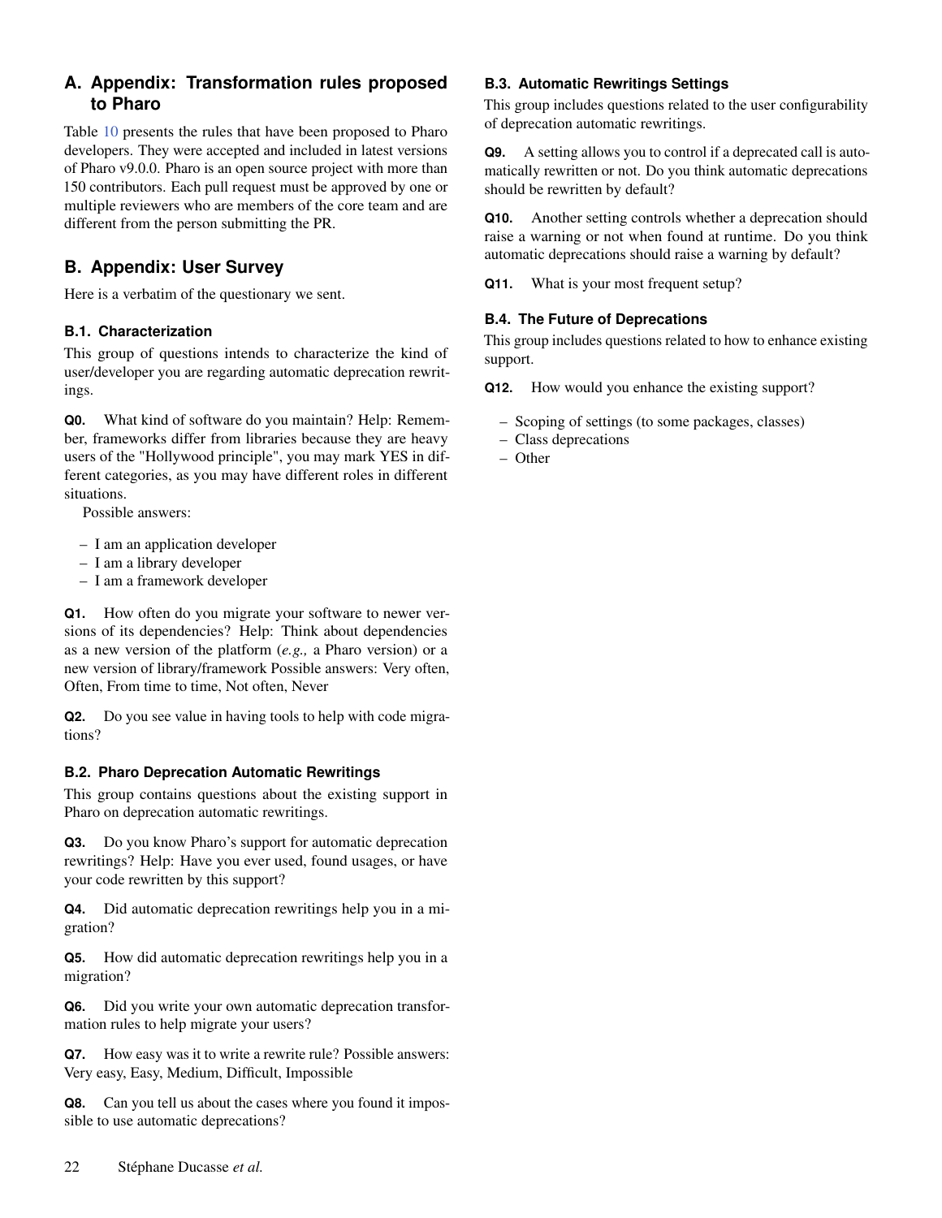# A. Appendix: Transformation rules proposed to Pharo

Table 10 presents the rules that have been proposed to Pharo developers. They were accepted and included in latest versions of Pharo v9.0.0. Pharo is an open source project with more than 150 contributors. Each pull request must be approved by one or multiple reviewers who are members of the core team and are different from the person submitting the PR.

# B. Appendix: User Survey

Here is a verbatim of the questionary we sent.

## B.1. Characterization

This group of questions intends to characterize the kind of user/developer you are regarding automatic deprecation rewritings.

**Q0.** What kind of software do you maintain? Help: Remember, frameworks differ from libraries because they are heavy users of the "Hollywood principle", you may mark YES in different categories, as you may have different roles in different situations.

Possible answers:

- I am an application developer
- I am a library developer
- I am a framework developer

**Q1.** How often do you migrate your software to newer versions of its dependencies? Help: Think about dependencies as a new version of the platform (*e.g.,* a Pharo version) or a new version of library/framework Possible answers: Very often, Often, From time to time, Not often, Never

**Q2.** Do you see value in having tools to help with code migrations?

## B.2. Pharo Deprecation Automatic Rewritings

This group contains questions about the existing support in Pharo on deprecation automatic rewritings.

**Q3.** Do you know Pharo's support for automatic deprecation rewritings? Help: Have you ever used, found usages, or have your code rewritten by this support?

**Q4.** Did automatic deprecation rewritings help you in a migration?

**Q5.** How did automatic deprecation rewritings help you in a migration?

**Q6.** Did you write your own automatic deprecation transformation rules to help migrate your users?

**Q7.** How easy was it to write a rewrite rule? Possible answers: Very easy, Easy, Medium, Difficult, Impossible

**Q8.** Can you tell us about the cases where you found it impossible to use automatic deprecations?

## B.3. Automatic Rewritings Settings

This group includes questions related to the user configurability of deprecation automatic rewritings.

**Q9.** A setting allows you to control if a deprecated call is automatically rewritten or not. Do you think automatic deprecations should be rewritten by default?

**Q10.** Another setting controls whether a deprecation should raise a warning or not when found at runtime. Do you think automatic deprecations should raise a warning by default?

**Q11.** What is your most frequent setup?

## B.4. The Future of Deprecations

This group includes questions related to how to enhance existing support.

**Q12.** How would you enhance the existing support?

- Scoping of settings (to some packages, classes)
- Class deprecations
- Other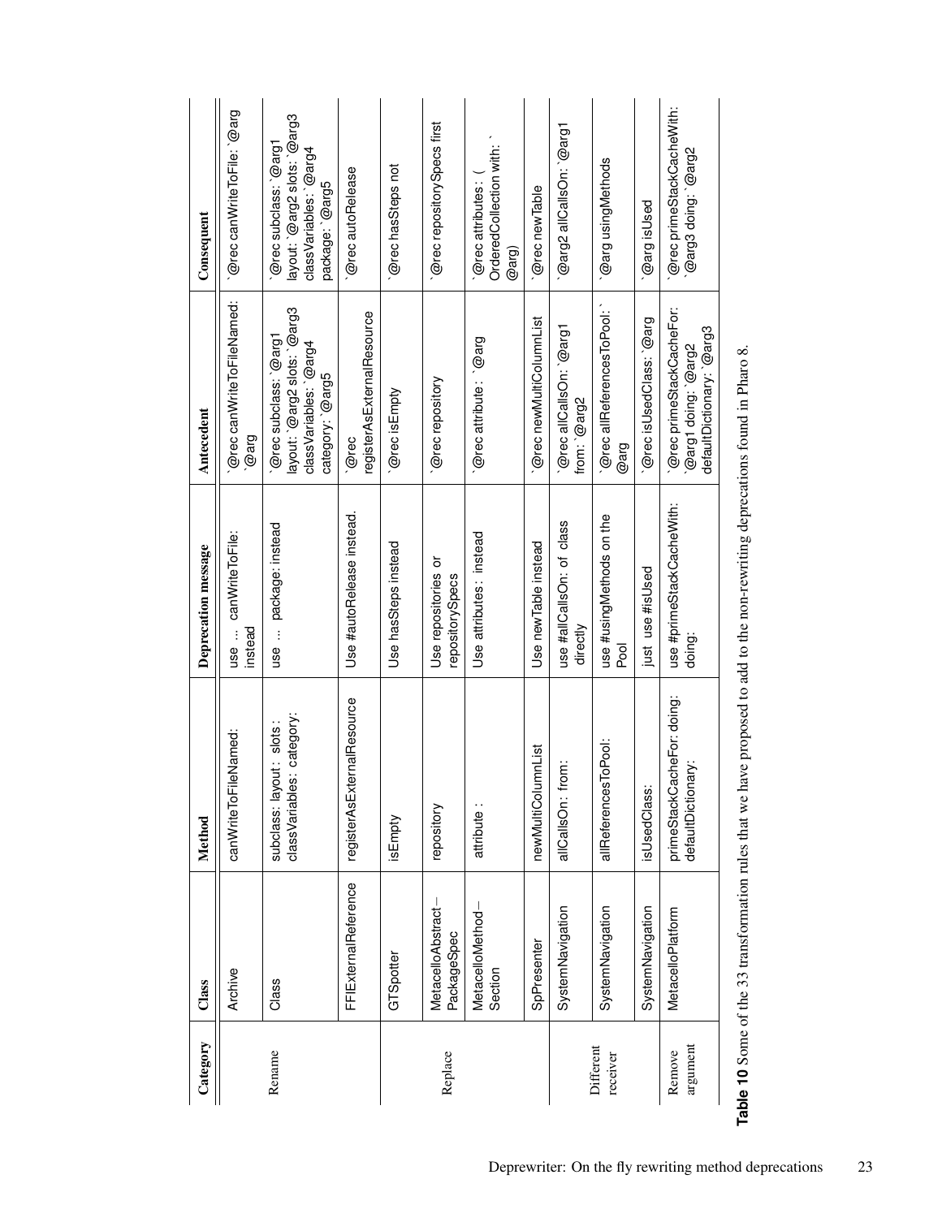| Category | Class | Method | Deprecation message | Antecedent | Consequent |
| --- | --- | --- | --- | --- | --- |
| Rename | Archive | canWriteToFileNamed: | use ... canWriteToFile: instead | `@rec canWriteToFileNamed: `@arg | `@rec canWriteToFile: `@arg |
| | Class | subclass: layout: slots: classVariables: category: | use ... package: instead | `@rec subclass: `@arg1 layout: `@arg2 slots: `@arg3 classVariables: `@arg4 category: `@arg5 | `@rec subclass: `@arg1 layout: `@arg2 slots: `@arg3 classVariables: `@arg4 package: `@arg5 |
| | FFIExternalReference | registerAsExternalResource | Use #autoRelease instead. | `@rec registerAsExternalResource | `@rec autoRelease |
| Replace | GTSpotter | isEmpty | Use hasSteps instead | `@rec isEmpty | `@rec hasSteps not |
| | MetacelloAbstract-PackageSpec | repository | Use repositories or repositorySpecs | `@rec repository | `@rec repositorySpecs first |
| | MetacelloMethod-Section | attribute : | Use attributes: instead | `@rec attribute: `@arg | `@rec attributes: ( OrderedCollection with: `@arg) |
| | SpPresenter | newMultiColumnList | Use newTable instead | `@rec newMultiColumnList | `@rec newTable |
| Different receiver | SystemNavigation | allCallsOn: from: | use #allCallsOn: of class directly | `@rec allCallsOn: `@arg1 from: `@arg2 | `@arg2 allCallsOn: `@arg1 |
| | SystemNavigation | allReferencesToPool: | use #usingMethods on the Pool | `@rec allReferencesToPool: `@arg | `@arg usingMethods |
| | SystemNavigation | isUsedClass: | just use #isUsed | `@rec isUsedClass: `@arg | `@arg isUsed |
| Remove argument | MetacelloPlatform | primeStackCacheFor: doing: defaultDictionary: | use #primeStackCacheWith: doing: | `@rec primeStackCacheFor: `@arg1 doing: `@arg2 defaultDictionary: `@arg3 | `@rec primeStackCacheWith: `@arg3 doing: `@arg2 |

**Table 10** Some of the 33 transformation rules that we have proposed to add to the non-rewriting deprecations found in Pharo 8.